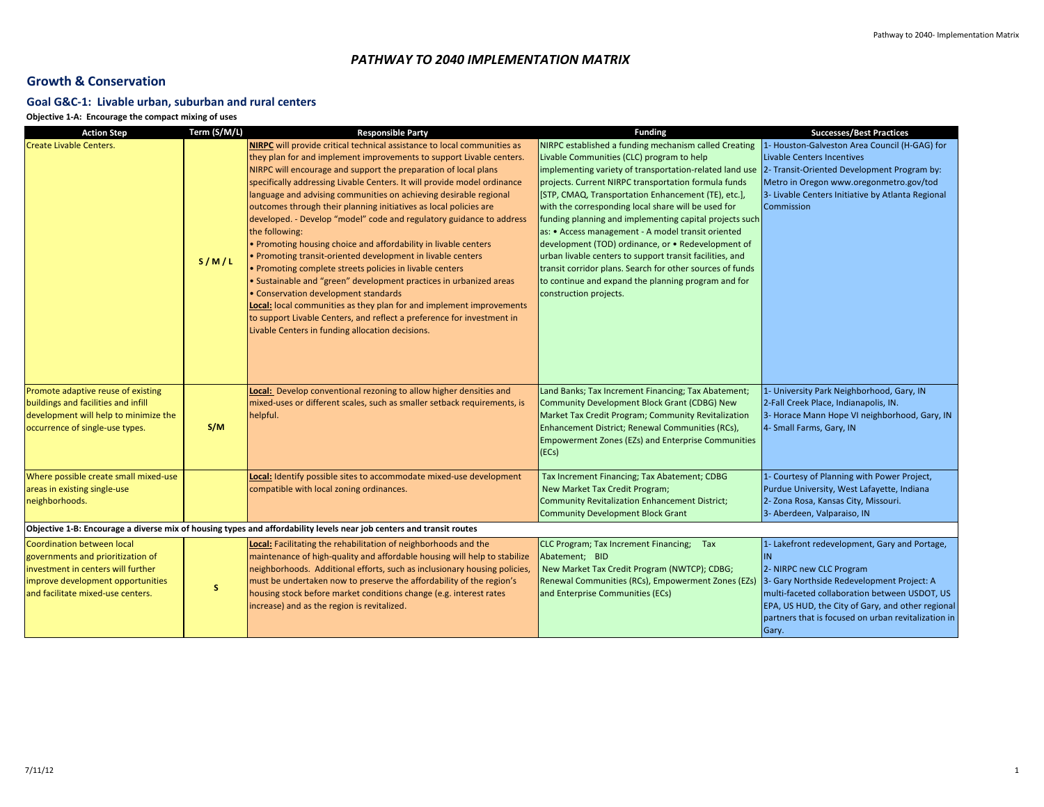# PATHWAY TO 2040 IMPLEMENTATION MATRIX

## Growth & Conservation

### Goal G&C-1: Livable urban, suburban and rural centers

**Objective 1-A: Encourage the compact mixing of uses**

| Action Step | Term (S/M/L) | Responsible Party | Funding | Successes/Best Practices |
|---|---|---|---|---|
| Create Livable Centers. | S / M / L | **NIRPC** will provide critical technical assistance to local communities as they plan for and implement improvements to support Livable centers. NIRPC will encourage and support the preparation of local plans specifically addressing Livable Centers. It will provide model ordinance language and advising communities on achieving desirable regional outcomes through their planning initiatives as local policies are developed. - Develop "model" code and regulatory guidance to address the following:<br>• Promoting housing choice and affordability in livable centers<br>• Promoting transit-oriented development in livable centers<br>• Promoting complete streets policies in livable centers<br>• Sustainable and "green" development practices in urbanized areas<br>• Conservation development standards<br>**Local:** local communities as they plan for and implement improvements to support Livable Centers, and reflect a preference for investment in Livable Centers in funding allocation decisions. | NIRPC established a funding mechanism called Creating Livable Communities (CLC) program to help implementing variety of transportation-related land use projects. Current NIRPC transportation formula funds [STP, CMAQ, Transportation Enhancement (TE), etc.], with the corresponding local share will be used for funding planning and implementing capital projects such as: • Access management - A model transit oriented development (TOD) ordinance, or • Redevelopment of urban livable centers to support transit facilities, and transit corridor plans. Search for other sources of funds to continue and expand the planning program and for construction projects. | 1- Houston-Galveston Area Council (H-GAG) for Livable Centers Incentives<br>2- Transit-Oriented Development Program by: Metro in Oregon www.oregonmetro.gov/tod<br>3- Livable Centers Initiative by Atlanta Regional Commission |
| Promote adaptive reuse of existing buildings and facilities and infill development will help to minimize the occurrence of single-use types. | S/M | **Local:** Develop conventional rezoning to allow higher densities and mixed-uses or different scales, such as smaller setback requirements, is helpful. | Land Banks; Tax Increment Financing; Tax Abatement; Community Development Block Grant (CDBG) New Market Tax Credit Program; Community Revitalization Enhancement District; Renewal Communities (RCs), Empowerment Zones (EZs) and Enterprise Communities (ECs) | 1- University Park Neighborhood, Gary, IN<br>2-Fall Creek Place, Indianapolis, IN.<br>3- Horace Mann Hope VI neighborhood, Gary, IN<br>4- Small Farms, Gary, IN |
| Where possible create small mixed-use areas in existing single-use neighborhoods. | | **Local:** Identify possible sites to accommodate mixed-use development compatible with local zoning ordinances. | Tax Increment Financing; Tax Abatement; CDBG<br>New Market Tax Credit Program;<br>Community Revitalization Enhancement District;<br>Community Development Block Grant | 1- Courtesy of Planning with Power Project, Purdue University, West Lafayette, Indiana<br>2- Zona Rosa, Kansas City, Missouri.<br>3- Aberdeen, Valparaiso, IN |
| **Objective 1-B: Encourage a diverse mix of housing types and affordability levels near job centers and transit routes** | | | | |
| Coordination between local governments and prioritization of investment in centers will further improve development opportunities and facilitate mixed-use centers. | S | **Local:** Facilitating the rehabilitation of neighborhoods and the maintenance of high-quality and affordable housing will help to stabilize neighborhoods. Additional efforts, such as inclusionary housing policies, must be undertaken now to preserve the affordability of the region's housing stock before market conditions change (e.g. interest rates increase) and as the region is revitalized. | CLC Program; Tax Increment Financing; Tax Abatement; BID<br>New Market Tax Credit Program (NWTCP); CDBG; Renewal Communities (RCs), Empowerment Zones (EZs) and Enterprise Communities (ECs) | 1- Lakefront redevelopment, Gary and Portage, IN<br>2- NIRPC new CLC Program<br>3- Gary Northside Redevelopment Project: A multi-faceted collaboration between USDOT, US EPA, US HUD, the City of Gary, and other regional partners that is focused on urban revitalization in Gary. |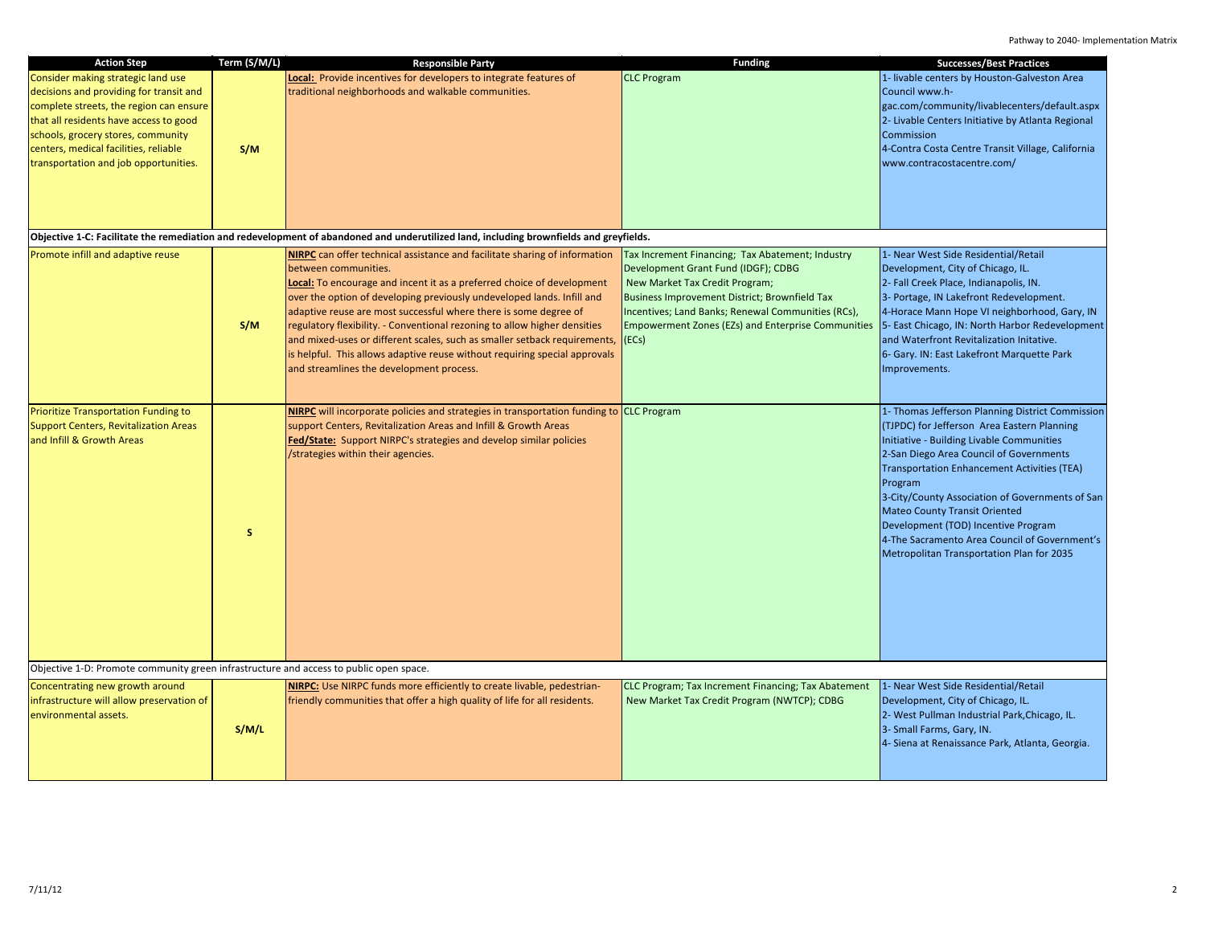| Action Step | Term (S/M/L) | Responsible Party | Funding | Successes/Best Practices |
|---|---|---|---|---|
| Consider making strategic land use decisions and providing for transit and complete streets, the region can ensure that all residents have access to good schools, grocery stores, community centers, medical facilities, reliable transportation and job opportunities. | S/M | **Local:** Provide incentives for developers to integrate features of traditional neighborhoods and walkable communities. | CLC Program | 1- livable centers by Houston-Galveston Area Council www.h-gac.com/community/livablecenters/default.aspx<br>2- Livable Centers Initiative by Atlanta Regional Commission<br>4-Contra Costa Centre Transit Village, California www.contracostacentre.com/ |
| **Objective 1-C: Facilitate the remediation and redevelopment of abandoned and underutilized land, including brownfields and greyfields.** | | | | |
| Promote infill and adaptive reuse | S/M | **NIRPC** can offer technical assistance and facilitate sharing of information between communities.<br>**Local:** To encourage and incent it as a preferred choice of development over the option of developing previously undeveloped lands. Infill and adaptive reuse are most successful where there is some degree of regulatory flexibility. - Conventional rezoning to allow higher densities and mixed-uses or different scales, such as smaller setback requirements, is helpful. This allows adaptive reuse without requiring special approvals and streamlines the development process. | Tax Increment Financing; Tax Abatement; Industry Development Grant Fund (IDGF); CDBG<br>New Market Tax Credit Program;<br>Business Improvement District; Brownfield Tax Incentives; Land Banks; Renewal Communities (RCs), Empowerment Zones (EZs) and Enterprise Communities (ECs) | 1- Near West Side Residential/Retail Development, City of Chicago, IL.<br>2- Fall Creek Place, Indianapolis, IN.<br>3- Portage, IN Lakefront Redevelopment.<br>4-Horace Mann Hope VI neighborhood, Gary, IN<br>5- East Chicago, IN: North Harbor Redevelopment and Waterfront Revitalization Initative.<br>6- Gary. IN: East Lakefront Marquette Park Improvements. |
| Prioritize Transportation Funding to Support Centers, Revitalization Areas and Infill & Growth Areas | S | **NIRPC** will incorporate policies and strategies in transportation funding to support Centers, Revitalization Areas and Infill & Growth Areas<br>**Fed/State:** Support NIRPC's strategies and develop similar policies /strategies within their agencies. | CLC Program | 1- Thomas Jefferson Planning District Commission (TJPDC) for Jefferson Area Eastern Planning Initiative - Building Livable Communities<br>2-San Diego Area Council of Governments Transportation Enhancement Activities (TEA) Program<br>3-City/County Association of Governments of San Mateo County Transit Oriented Development (TOD) Incentive Program<br>4-The Sacramento Area Council of Government's Metropolitan Transportation Plan for 2035 |
| Objective 1-D: Promote community green infrastructure and access to public open space. | | | | |
| Concentrating new growth around infrastructure will allow preservation of environmental assets. | S/M/L | **NIRPC:** Use NIRPC funds more efficiently to create livable, pedestrian-friendly communities that offer a high quality of life for all residents. | CLC Program; Tax Increment Financing; Tax Abatement New Market Tax Credit Program (NWTCP); CDBG | 1- Near West Side Residential/Retail Development, City of Chicago, IL.<br>2- West Pullman Industrial Park,Chicago, IL.<br>3- Small Farms, Gary, IN.<br>4- Siena at Renaissance Park, Atlanta, Georgia. |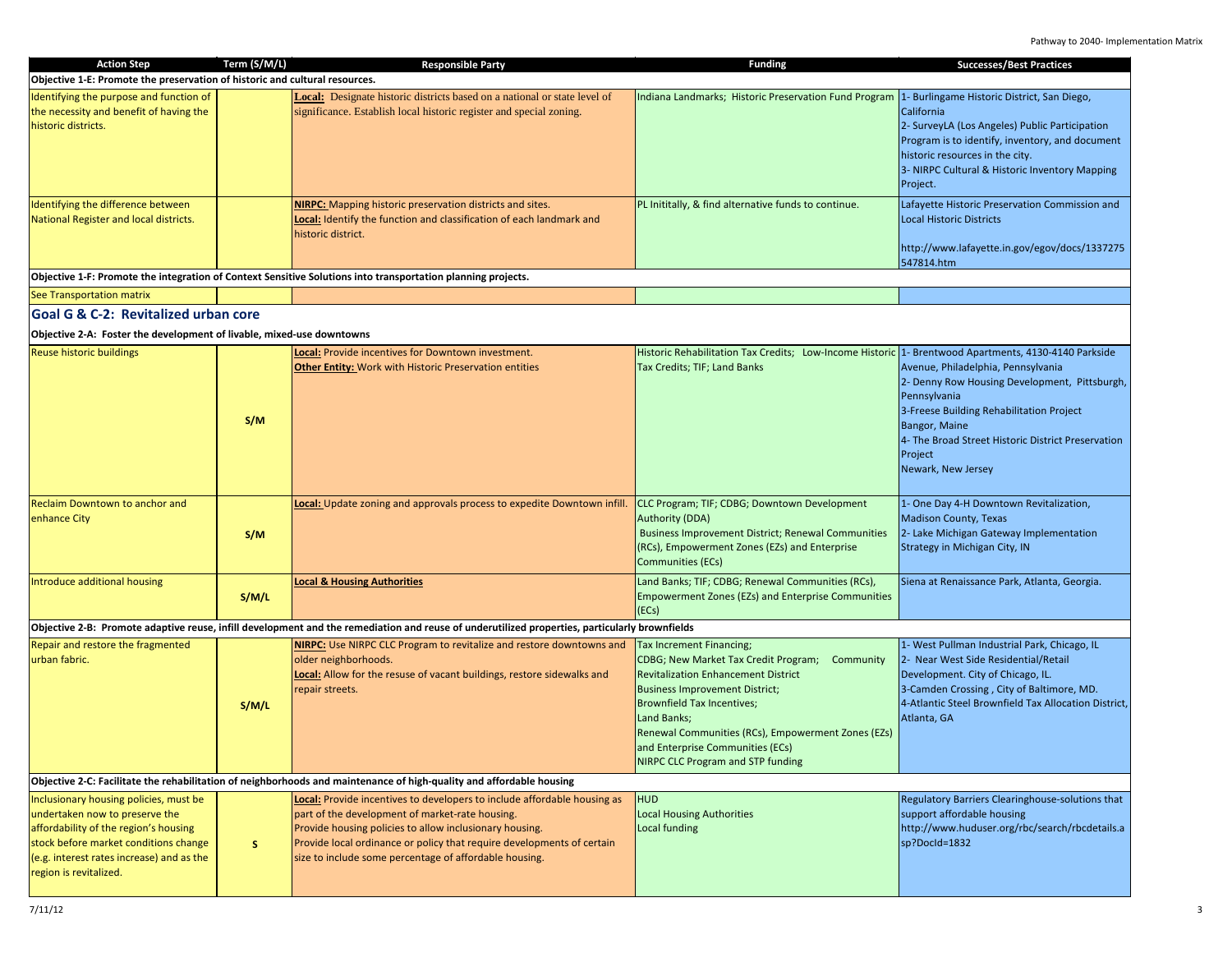| Action Step | Term (S/M/L) | Responsible Party | Funding | Successes/Best Practices |
|---|---|---|---|---|
| **Objective 1-E: Promote the preservation of historic and cultural resources.** | | | | |
| Identifying the purpose and function of the necessity and benefit of having the historic districts. | | **Local:** Designate historic districts based on a national or state level of significance. Establish local historic register and special zoning. | Indiana Landmarks; Historic Preservation Fund Program | 1- Burlingame Historic District, San Diego, California<br>2- SurveyLA (Los Angeles) Public Participation Program is to identify, inventory, and document historic resources in the city.<br>3- NIRPC Cultural & Historic Inventory Mapping Project. |
| Identifying the difference between National Register and local districts. | | **NIRPC:** Mapping historic preservation districts and sites.<br>**Local:** Identify the function and classification of each landmark and historic district. | PL Inititally, & find alternative funds to continue. | Lafayette Historic Preservation Commission and Local Historic Districts<br><br>http://www.lafayette.in.gov/egov/docs/1337275547814.htm |
| **Objective 1-F: Promote the integration of Context Sensitive Solutions into transportation planning projects.** | | | | |
| See Transportation matrix | | | | |
| **Goal G & C-2: Revitalized urban core** | | | | |
| **Objective 2-A: Foster the development of livable, mixed-use downtowns** | | | | |
| Reuse historic buildings | S/M | **Local:** Provide incentives for Downtown investment.<br>**Other Entity:** Work with Historic Preservation entities | Historic Rehabilitation Tax Credits; Low-Income Historic Tax Credits; TIF; Land Banks | 1- Brentwood Apartments, 4130-4140 Parkside Avenue, Philadelphia, Pennsylvania<br>2- Denny Row Housing Development, Pittsburgh, Pennsylvania<br>3-Freese Building Rehabilitation Project Bangor, Maine<br>4- The Broad Street Historic District Preservation Project Newark, New Jersey |
| Reclaim Downtown to anchor and enhance City | S/M | **Local:** Update zoning and approvals process to expedite Downtown infill. | CLC Program; TIF; CDBG; Downtown Development Authority (DDA)<br>Business Improvement District; Renewal Communities (RCs), Empowerment Zones (EZs) and Enterprise Communities (ECs) | 1- One Day 4-H Downtown Revitalization, Madison County, Texas<br>2- Lake Michigan Gateway Implementation Strategy in Michigan City, IN |
| Introduce additional housing | S/M/L | **Local & Housing Authorities** | Land Banks; TIF; CDBG; Renewal Communities (RCs), Empowerment Zones (EZs) and Enterprise Communities (ECs) | Siena at Renaissance Park, Atlanta, Georgia. |
| **Objective 2-B: Promote adaptive reuse, infill development and the remediation and reuse of underutilized properties, particularly brownfields** | | | | |
| Repair and restore the fragmented urban fabric. | S/M/L | **NIRPC:** Use NIRPC CLC Program to revitalize and restore downtowns and older neighborhoods.<br>**Local:** Allow for the resuse of vacant buildings, restore sidewalks and repair streets. | Tax Increment Financing;<br>CDBG; New Market Tax Credit Program; Community Revitalization Enhancement District<br>Business Improvement District;<br>Brownfield Tax Incentives;<br>Land Banks;<br>Renewal Communities (RCs), Empowerment Zones (EZs) and Enterprise Communities (ECs)<br>NIRPC CLC Program and STP funding | 1- West Pullman Industrial Park, Chicago, IL<br>2- Near West Side Residential/Retail Development. City of Chicago, IL.<br>3-Camden Crossing , City of Baltimore, MD.<br>4-Atlantic Steel Brownfield Tax Allocation District, Atlanta, GA |
| **Objective 2-C: Facilitate the rehabilitation of neighborhoods and maintenance of high-quality and affordable housing** | | | | |
| Inclusionary housing policies, must be undertaken now to preserve the affordability of the region's housing stock before market conditions change (e.g. interest rates increase) and as the region is revitalized. | S | **Local:** Provide incentives to developers to include affordable housing as part of the development of market-rate housing.<br>Provide housing policies to allow inclusionary housing.<br>Provide local ordinance or policy that require developments of certain size to include some percentage of affordable housing. | HUD<br>Local Housing Authorities<br>Local funding | Regulatory Barriers Clearinghouse-solutions that support affordable housing<br>http://www.huduser.org/rbc/search/rbcdetails.asp?DocId=1832 |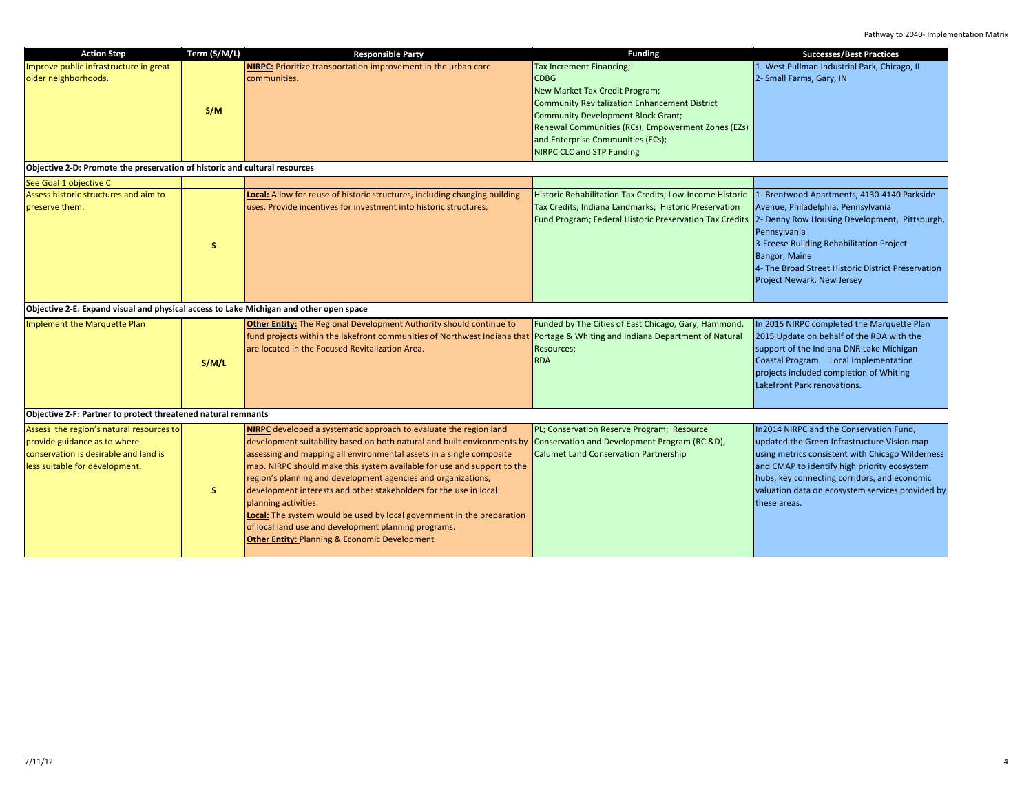| Action Step | Term (S/M/L) | Responsible Party | Funding | Successes/Best Practices |
|---|---|---|---|---|
| Improve public infrastructure in great older neighborhoods. | S/M | **NIRPC:** Prioritize transportation improvement in the urban core communities. | Tax Increment Financing;<br>CDBG<br>New Market Tax Credit Program;<br>Community Revitalization Enhancement District<br>Community Development Block Grant;<br>Renewal Communities (RCs), Empowerment Zones (EZs) and Enterprise Communities (ECs);<br>NIRPC CLC and STP Funding | 1- West Pullman Industrial Park, Chicago, IL<br>2- Small Farms, Gary, IN |
| **Objective 2-D: Promote the preservation of historic and cultural resources** | | | | |
| See Goal 1 objective C | | | | |
| Assess historic structures and aim to preserve them. | S | **Local:** Allow for reuse of historic structures, including changing building uses. Provide incentives for investment into historic structures. | Historic Rehabilitation Tax Credits; Low-Income Historic Tax Credits; Indiana Landmarks; Historic Preservation Fund Program; Federal Historic Preservation Tax Credits | 1- Brentwood Apartments, 4130-4140 Parkside Avenue, Philadelphia, Pennsylvania<br>2- Denny Row Housing Development, Pittsburgh, Pennsylvania<br>3-Freese Building Rehabilitation Project Bangor, Maine<br>4- The Broad Street Historic District Preservation Project Newark, New Jersey |
| **Objective 2-E: Expand visual and physical access to Lake Michigan and other open space** | | | | |
| Implement the Marquette Plan | S/M/L | **Other Entity:** The Regional Development Authority should continue to fund projects within the lakefront communities of Northwest Indiana that are located in the Focused Revitalization Area. | Funded by The Cities of East Chicago, Gary, Hammond, Portage & Whiting and Indiana Department of Natural Resources;<br>RDA | In 2015 NIRPC completed the Marquette Plan 2015 Update on behalf of the RDA with the support of the Indiana DNR Lake Michigan Coastal Program. Local Implementation projects included completion of Whiting Lakefront Park renovations. |
| **Objective 2-F: Partner to protect threatened natural remnants** | | | | |
| Assess the region's natural resources to provide guidance as to where conservation is desirable and land is less suitable for development. | S | **NIRPC** developed a systematic approach to evaluate the region land development suitability based on both natural and built environments by assessing and mapping all environmental assets in a single composite map. NIRPC should make this system available for use and support to the region's planning and development agencies and organizations, development interests and other stakeholders for the use in local planning activities.<br>**Local:** The system would be used by local government in the preparation of local land use and development planning programs.<br>**Other Entity:** Planning & Economic Development | PL; Conservation Reserve Program; Resource Conservation and Development Program (RC &D), Calumet Land Conservation Partnership | In2014 NIRPC and the Conservation Fund, updated the Green Infrastructure Vision map using metrics consistent with Chicago Wilderness and CMAP to identify high priority ecosystem hubs, key connecting corridors, and economic valuation data on ecosystem services provided by these areas. |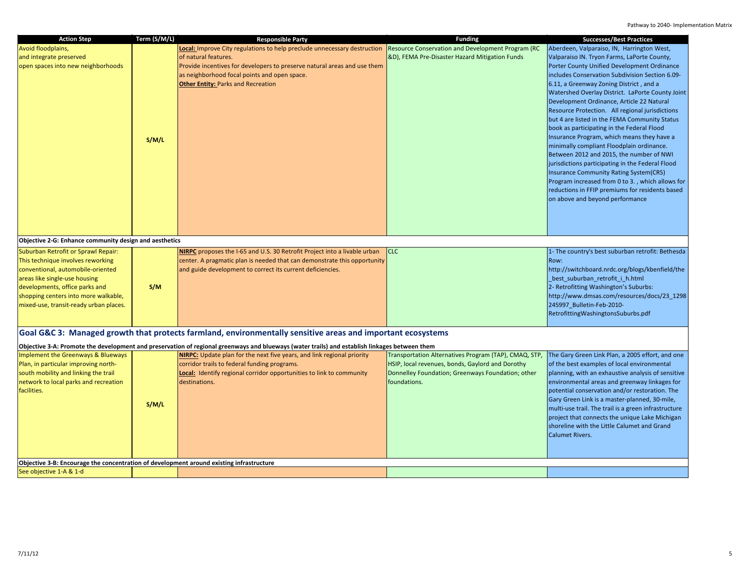| Action Step | Term (S/M/L) | Responsible Party | Funding | Successes/Best Practices |
|---|---|---|---|---|
| Avoid floodplains, and integrate preserved open spaces into new neighborhoods | S/M/L | **Local:** Improve City regulations to help preclude unnecessary destruction of natural features. Provide incentives for developers to preserve natural areas and use them as neighborhood focal points and open space. **Other Entity:** Parks and Recreation | Resource Conservation and Development Program (RC &D), FEMA Pre-Disaster Hazard Mitigation Funds | Aberdeen, Valparaiso, IN, Harrington West, Valparaiso IN. Tryon Farms, LaPorte County, Porter County Unified Development Ordinance includes Conservation Subdivision Section 6.09-6.11, a Greenway Zoning District , and a Watershed Overlay District. LaPorte County Joint Development Ordinance, Article 22 Natural Resource Protection. All regional jurisdictions but 4 are listed in the FEMA Community Status book as participating in the Federal Flood Insurance Program, which means they have a minimally compliant Floodplain ordinance. Between 2012 and 2015, the number of NWI jurisdictions participating in the Federal Flood Insurance Community Rating System(CRS) Program increased from 0 to 3. , which allows for reductions in FFIP premiums for residents based on above and beyond performance |
| **Objective 2-G: Enhance community design and aesthetics** | | | | |
| Suburban Retrofit or Sprawl Repair: This technique involves reworking conventional, automobile-oriented areas like single-use housing developments, office parks and shopping centers into more walkable, mixed-use, transit-ready urban places. | S/M | **NIRPC** proposes the I-65 and U.S. 30 Retrofit Project into a livable urban center. A pragmatic plan is needed that can demonstrate this opportunity and guide development to correct its current deficiencies. | CLC | 1- The country's best suburban retrofit: Bethesda Row: http://switchboard.nrdc.org/blogs/kbenfield/the_best_suburban_retrofit_i_h.html 2- Retrofitting Washington's Suburbs: http://www.dmsas.com/resources/docs/23_1298245997_Bulletin-Feb-2010-RetrofittingWashingtonsSuburbs.pdf |

## Goal G&C 3: Managed growth that protects farmland, environmentally sensitive areas and important ecosystems

| Action Step | Term (S/M/L) | Responsible Party | Funding | Successes/Best Practices |
|---|---|---|---|---|
| **Objective 3-A: Promote the development and preservation of regional greenways and blueways (water trails) and establish linkages between them** | | | | |
| Implement the Greenways & Blueways Plan, in particular improving north-south mobility and linking the trail network to local parks and recreation facilities. | S/M/L | **NIRPC:** Update plan for the next five years, and link regional priority corridor trails to federal funding programs. **Local:** Identify regional corridor opportunities to link to community destinations. | Transportation Alternatives Program (TAP), CMAQ, STP, HSIP, local revenues, bonds, Gaylord and Dorothy Donnelley Foundation; Greenways Foundation; other foundations. | The Gary Green Link Plan, a 2005 effort, and one of the best examples of local environmental planning, with an exhaustive analysis of sensitive environmental areas and greenway linkages for potential conservation and/or restoration. The Gary Green Link is a master-planned, 30-mile, multi-use trail. The trail is a green infrastructure project that connects the unique Lake Michigan shoreline with the Little Calumet and Grand Calumet Rivers. |
| **Objective 3-B: Encourage the concentration of development around existing infrastructure** | | | | |
| See objective 1-A & 1-d | | | | |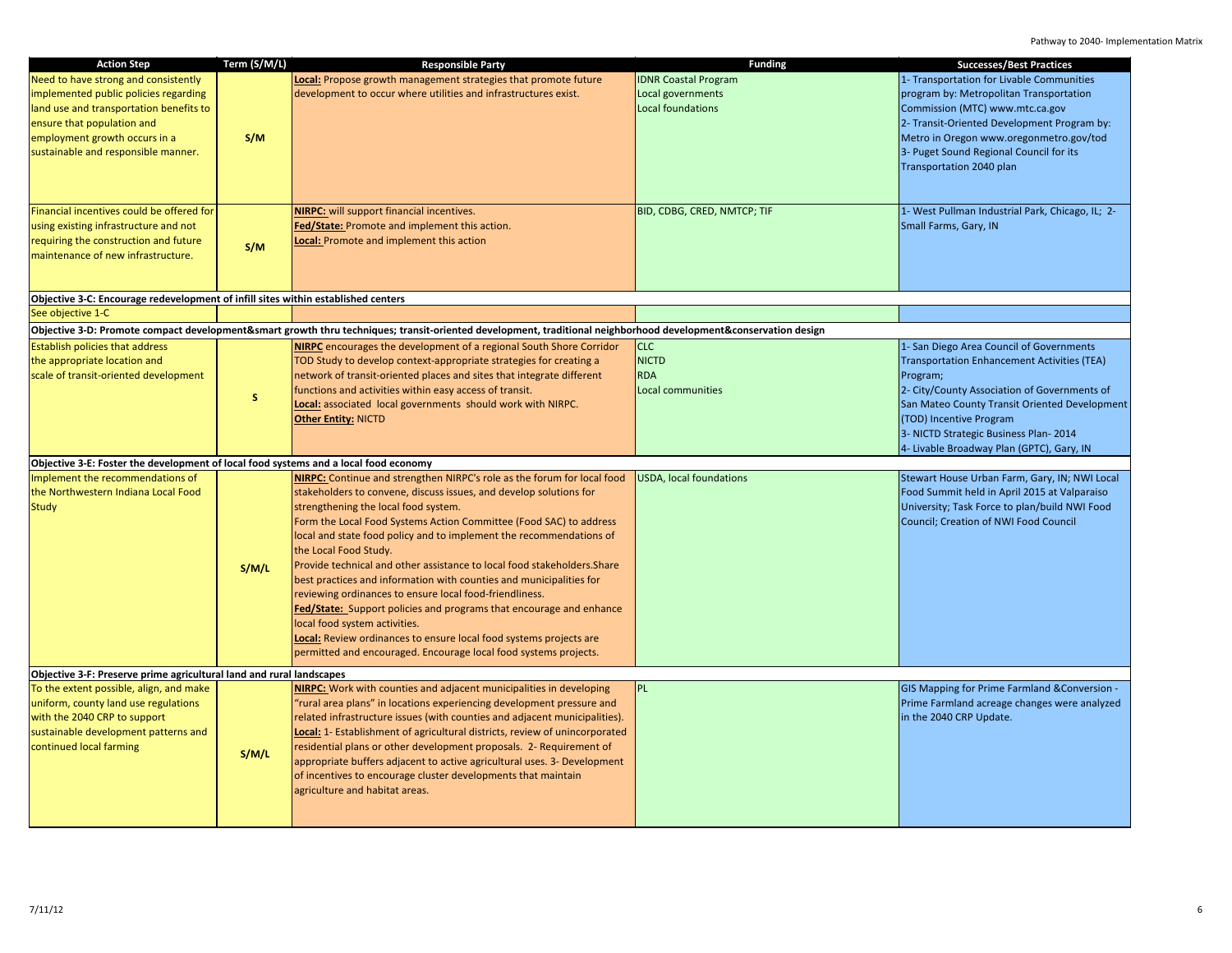| Action Step | Term (S/M/L) | Responsible Party | Funding | Successes/Best Practices |
|---|---|---|---|---|
| Need to have strong and consistently implemented public policies regarding land use and transportation benefits to ensure that population and employment growth occurs in a sustainable and responsible manner. | S/M | **Local:** Propose growth management strategies that promote future development to occur where utilities and infrastructures exist. | IDNR Coastal Program<br>Local governments<br>Local foundations | 1- Transportation for Livable Communities program by: Metropolitan Transportation Commission (MTC) www.mtc.ca.gov<br>2- Transit-Oriented Development Program by: Metro in Oregon www.oregonmetro.gov/tod<br>3- Puget Sound Regional Council for its Transportation 2040 plan |
| Financial incentives could be offered for using existing infrastructure and not requiring the construction and future maintenance of new infrastructure. | S/M | **NIRPC:** will support financial incentives.<br>**Fed/State:** Promote and implement this action.<br>**Local:** Promote and implement this action | BID, CDBG, CRED, NMTCP; TIF | 1- West Pullman Industrial Park, Chicago, IL; 2- Small Farms, Gary, IN |
| **Objective 3-C: Encourage redevelopment of infill sites within established centers** | | | | |
| See objective 1-C | | | | |
| **Objective 3-D: Promote compact development&smart growth thru techniques; transit-oriented development, traditional neighborhood development&conservation design** | | | | |
| Establish policies that address the appropriate location and scale of transit-oriented development | S | **NIRPC** encourages the development of a regional South Shore Corridor TOD Study to develop context-appropriate strategies for creating a network of transit-oriented places and sites that integrate different functions and activities within easy access of transit.<br>**Local:** associated local governments should work with NIRPC.<br>**Other Entity:** NICTD | CLC<br>NICTD<br>RDA<br>Local communities | 1- San Diego Area Council of Governments Transportation Enhancement Activities (TEA) Program;<br>2- City/County Association of Governments of San Mateo County Transit Oriented Development (TOD) Incentive Program<br>3- NICTD Strategic Business Plan- 2014<br>4- Livable Broadway Plan (GPTC), Gary, IN |
| **Objective 3-E: Foster the development of local food systems and a local food economy** | | | | |
| Implement the recommendations of the Northwestern Indiana Local Food Study | S/M/L | **NIRPC:** Continue and strengthen NIRPC's role as the forum for local food stakeholders to convene, discuss issues, and develop solutions for strengthening the local food system.<br>Form the Local Food Systems Action Committee (Food SAC) to address local and state food policy and to implement the recommendations of the Local Food Study.<br>Provide technical and other assistance to local food stakeholders.Share best practices and information with counties and municipalities for reviewing ordinances to ensure local food-friendliness.<br>**Fed/State:** Support policies and programs that encourage and enhance local food system activities.<br>**Local:** Review ordinances to ensure local food systems projects are permitted and encouraged. Encourage local food systems projects. | USDA, local foundations | Stewart House Urban Farm, Gary, IN; NWI Local Food Summit held in April 2015 at Valparaiso University; Task Force to plan/build NWI Food Council; Creation of NWI Food Council |
| **Objective 3-F: Preserve prime agricultural land and rural landscapes** | | | | |
| To the extent possible, align, and make uniform, county land use regulations with the 2040 CRP to support sustainable development patterns and continued local farming | S/M/L | **NIRPC:** Work with counties and adjacent municipalities in developing "rural area plans" in locations experiencing development pressure and related infrastructure issues (with counties and adjacent municipalities).<br>**Local:** 1- Establishment of agricultural districts, review of unincorporated residential plans or other development proposals. 2- Requirement of appropriate buffers adjacent to active agricultural uses. 3- Development of incentives to encourage cluster developments that maintain agriculture and habitat areas. | PL | GIS Mapping for Prime Farmland &Conversion - Prime Farmland acreage changes were analyzed in the 2040 CRP Update. |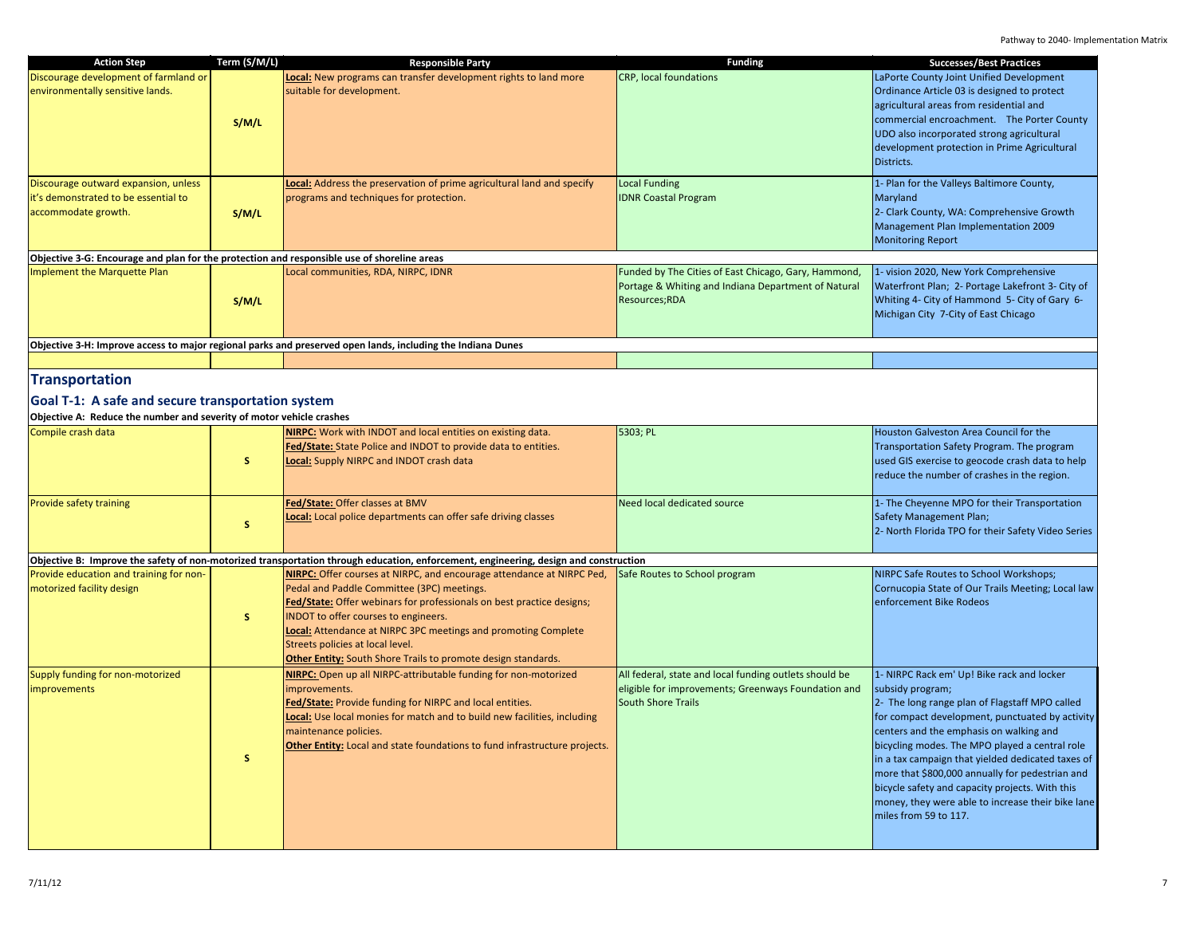| Action Step | Term (S/M/L) | Responsible Party | Funding | Successes/Best Practices |
|---|---|---|---|---|
| Discourage development of farmland or environmentally sensitive lands. | S/M/L | **Local:** New programs can transfer development rights to land more suitable for development. | CRP, local foundations | LaPorte County Joint Unified Development Ordinance Article 03 is designed to protect agricultural areas from residential and commercial encroachment. The Porter County UDO also incorporated strong agricultural development protection in Prime Agricultural Districts. |
| Discourage outward expansion, unless it's demonstrated to be essential to accommodate growth. | S/M/L | **Local:** Address the preservation of prime agricultural land and specify programs and techniques for protection. | Local Funding<br>IDNR Coastal Program | 1- Plan for the Valleys Baltimore County, Maryland<br>2- Clark County, WA: Comprehensive Growth Management Plan Implementation 2009 Monitoring Report |
| **Objective 3-G: Encourage and plan for the protection and responsible use of shoreline areas** | | | | |
| Implement the Marquette Plan | S/M/L | Local communities, RDA, NIRPC, IDNR | Funded by The Cities of East Chicago, Gary, Hammond, Portage & Whiting and Indiana Department of Natural Resources;RDA | 1- vision 2020, New York Comprehensive Waterfront Plan; 2- Portage Lakefront 3- City of Whiting 4- City of Hammond 5- City of Gary 6- Michigan City 7-City of East Chicago |
| **Objective 3-H: Improve access to major regional parks and preserved open lands, including the Indiana Dunes** | | | | |
| | | | | |

## Transportation

### Goal T-1: A safe and secure transportation system

**Objective A: Reduce the number and severity of motor vehicle crashes**

| Action Step | Term (S/M/L) | Responsible Party | Funding | Successes/Best Practices |
|---|---|---|---|---|
| Compile crash data | S | **NIRPC:** Work with INDOT and local entities on existing data.<br>**Fed/State:** State Police and INDOT to provide data to entities.<br>**Local:** Supply NIRPC and INDOT crash data | 5303; PL | Houston Galveston Area Council for the Transportation Safety Program. The program used GIS exercise to geocode crash data to help reduce the number of crashes in the region. |
| Provide safety training | S | **Fed/State:** Offer classes at BMV<br>**Local:** Local police departments can offer safe driving classes | Need local dedicated source | 1- The Cheyenne MPO for their Transportation Safety Management Plan;<br>2- North Florida TPO for their Safety Video Series |
| **Objective B: Improve the safety of non-motorized transportation through education, enforcement, engineering, design and construction** | | | | |
| Provide education and training for non-motorized facility design | S | **NIRPC:** Offer courses at NIRPC, and encourage attendance at NIRPC Ped, Pedal and Paddle Committee (3PC) meetings.<br>**Fed/State:** Offer webinars for professionals on best practice designs; INDOT to offer courses to engineers.<br>**Local:** Attendance at NIRPC 3PC meetings and promoting Complete Streets policies at local level.<br>**Other Entity:** South Shore Trails to promote design standards. | Safe Routes to School program | NIRPC Safe Routes to School Workshops; Cornucopia State of Our Trails Meeting; Local law enforcement Bike Rodeos |
| Supply funding for non-motorized improvements | S | **NIRPC:** Open up all NIRPC-attributable funding for non-motorized improvements.<br>**Fed/State:** Provide funding for NIRPC and local entities.<br>**Local:** Use local monies for match and to build new facilities, including maintenance policies.<br>**Other Entity:** Local and state foundations to fund infrastructure projects. | All federal, state and local funding outlets should be eligible for improvements; Greenways Foundation and South Shore Trails | 1- NIRPC Rack em' Up! Bike rack and locker subsidy program;<br>2- The long range plan of Flagstaff MPO called for compact development, punctuated by activity centers and the emphasis on walking and bicycling modes. The MPO played a central role in a tax campaign that yielded dedicated taxes of more that $800,000 annually for pedestrian and bicycle safety and capacity projects. With this money, they were able to increase their bike lane miles from 59 to 117. |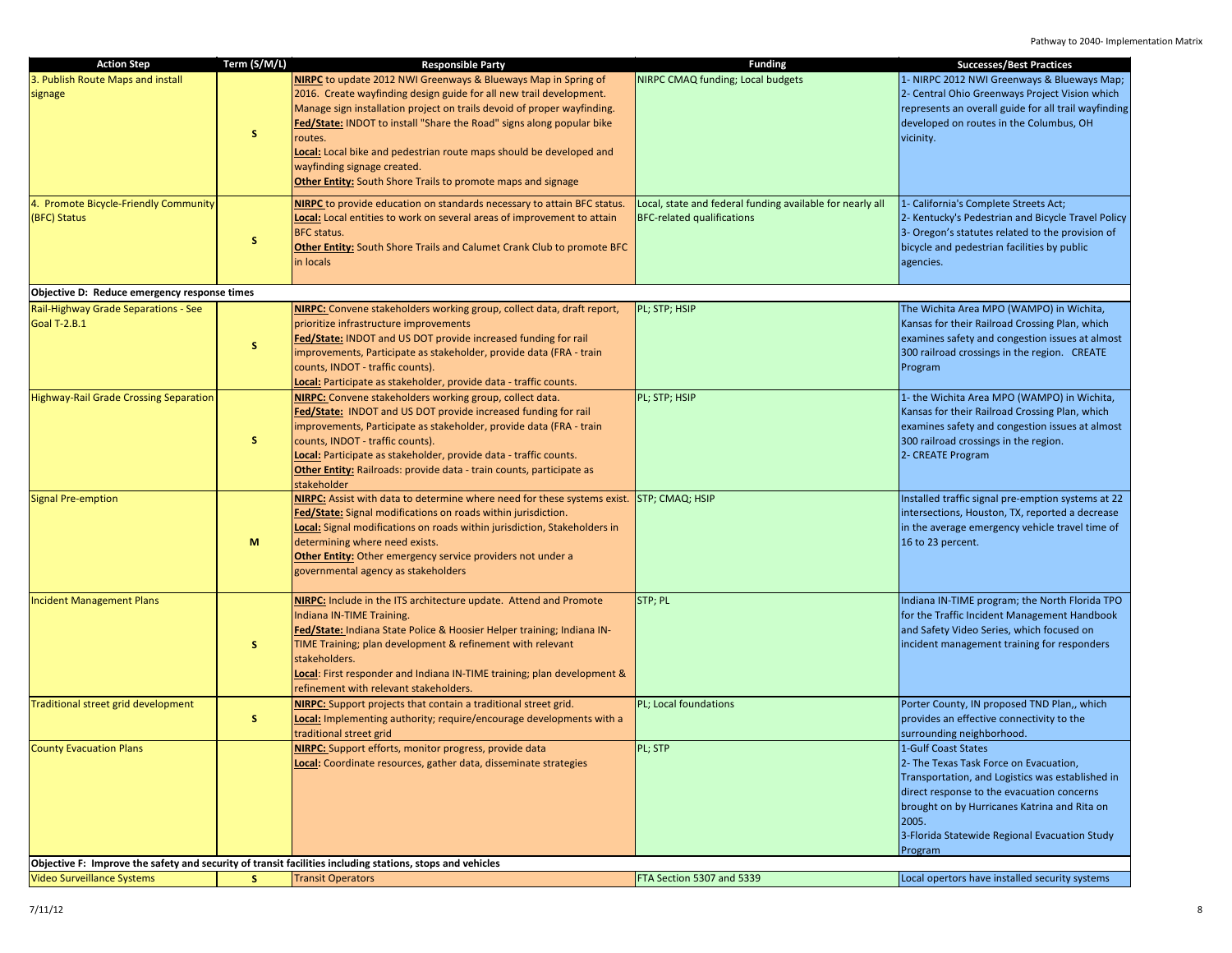| Action Step | Term (S/M/L) | Responsible Party | Funding | Successes/Best Practices |
|---|---|---|---|---|
| 3. Publish Route Maps and install signage | S | **NIRPC** to update 2012 NWI Greenways & Blueways Map in Spring of 2016. Create wayfinding design guide for all new trail development. Manage sign installation project on trails devoid of proper wayfinding.<br>**Fed/State:** INDOT to install "Share the Road" signs along popular bike routes.<br>**Local:** Local bike and pedestrian route maps should be developed and wayfinding signage created.<br>**Other Entity:** South Shore Trails to promote maps and signage | NIRPC CMAQ funding; Local budgets | 1- NIRPC 2012 NWI Greenways & Blueways Map;<br>2- Central Ohio Greenways Project Vision which represents an overall guide for all trail wayfinding developed on routes in the Columbus, OH vicinity. |
| 4. Promote Bicycle-Friendly Community (BFC) Status | S | **NIRPC** to provide education on standards necessary to attain BFC status.<br>**Local:** Local entities to work on several areas of improvement to attain BFC status.<br>**Other Entity:** South Shore Trails and Calumet Crank Club to promote BFC in locals | Local, state and federal funding available for nearly all BFC-related qualifications | 1- California's Complete Streets Act;<br>2- Kentucky's Pedestrian and Bicycle Travel Policy<br>3- Oregon's statutes related to the provision of bicycle and pedestrian facilities by public agencies. |
| **Objective D: Reduce emergency response times** | | | | |
| Rail-Highway Grade Separations - See Goal T-2.B.1 | S | **NIRPC:** Convene stakeholders working group, collect data, draft report, prioritize infrastructure improvements<br>**Fed/State:** INDOT and US DOT provide increased funding for rail improvements, Participate as stakeholder, provide data (FRA - train counts, INDOT - traffic counts).<br>**Local:** Participate as stakeholder, provide data - traffic counts. | PL; STP; HSIP | The Wichita Area MPO (WAMPO) in Wichita, Kansas for their Railroad Crossing Plan, which examines safety and congestion issues at almost 300 railroad crossings in the region. CREATE Program |
| Highway-Rail Grade Crossing Separation | S | **NIRPC:** Convene stakeholders working group, collect data.<br>**Fed/State:** INDOT and US DOT provide increased funding for rail improvements, Participate as stakeholder, provide data (FRA - train counts, INDOT - traffic counts).<br>**Local:** Participate as stakeholder, provide data - traffic counts.<br>**Other Entity:** Railroads: provide data - train counts, participate as stakeholder | PL; STP; HSIP | 1- the Wichita Area MPO (WAMPO) in Wichita, Kansas for their Railroad Crossing Plan, which examines safety and congestion issues at almost 300 railroad crossings in the region.<br>2- CREATE Program |
| Signal Pre-emption | M | **NIRPC:** Assist with data to determine where need for these systems exist.<br>**Fed/State:** Signal modifications on roads within jurisdiction.<br>**Local:** Signal modifications on roads within jurisdiction, Stakeholders in determining where need exists.<br>**Other Entity:** Other emergency service providers not under a governmental agency as stakeholders | STP; CMAQ; HSIP | Installed traffic signal pre-emption systems at 22 intersections, Houston, TX, reported a decrease in the average emergency vehicle travel time of 16 to 23 percent. |
| Incident Management Plans | S | **NIRPC:** Include in the ITS architecture update. Attend and Promote Indiana IN-TIME Training.<br>**Fed/State:** Indiana State Police & Hoosier Helper training; Indiana IN-TIME Training; plan development & refinement with relevant stakeholders.<br>**Local**: First responder and Indiana IN-TIME training; plan development & refinement with relevant stakeholders. | STP; PL | Indiana IN-TIME program; the North Florida TPO for the Traffic Incident Management Handbook and Safety Video Series, which focused on incident management training for responders |
| Traditional street grid development | S | **NIRPC:** Support projects that contain a traditional street grid.<br>**Local:** Implementing authority; require/encourage developments with a traditional street grid | PL; Local foundations | Porter County, IN proposed TND Plan,, which provides an effective connectivity to the surrounding neighborhood. |
| County Evacuation Plans | | **NIRPC:** Support efforts, monitor progress, provide data<br>**Local:** Coordinate resources, gather data, disseminate strategies | PL; STP | 1-Gulf Coast States<br>2- The Texas Task Force on Evacuation, Transportation, and Logistics was established in direct response to the evacuation concerns brought on by Hurricanes Katrina and Rita on 2005.<br>3-Florida Statewide Regional Evacuation Study Program |
| **Objective F: Improve the safety and security of transit facilities including stations, stops and vehicles** | | | | |
| Video Surveillance Systems | S | Transit Operators | FTA Section 5307 and 5339 | Local opertors have installed security systems |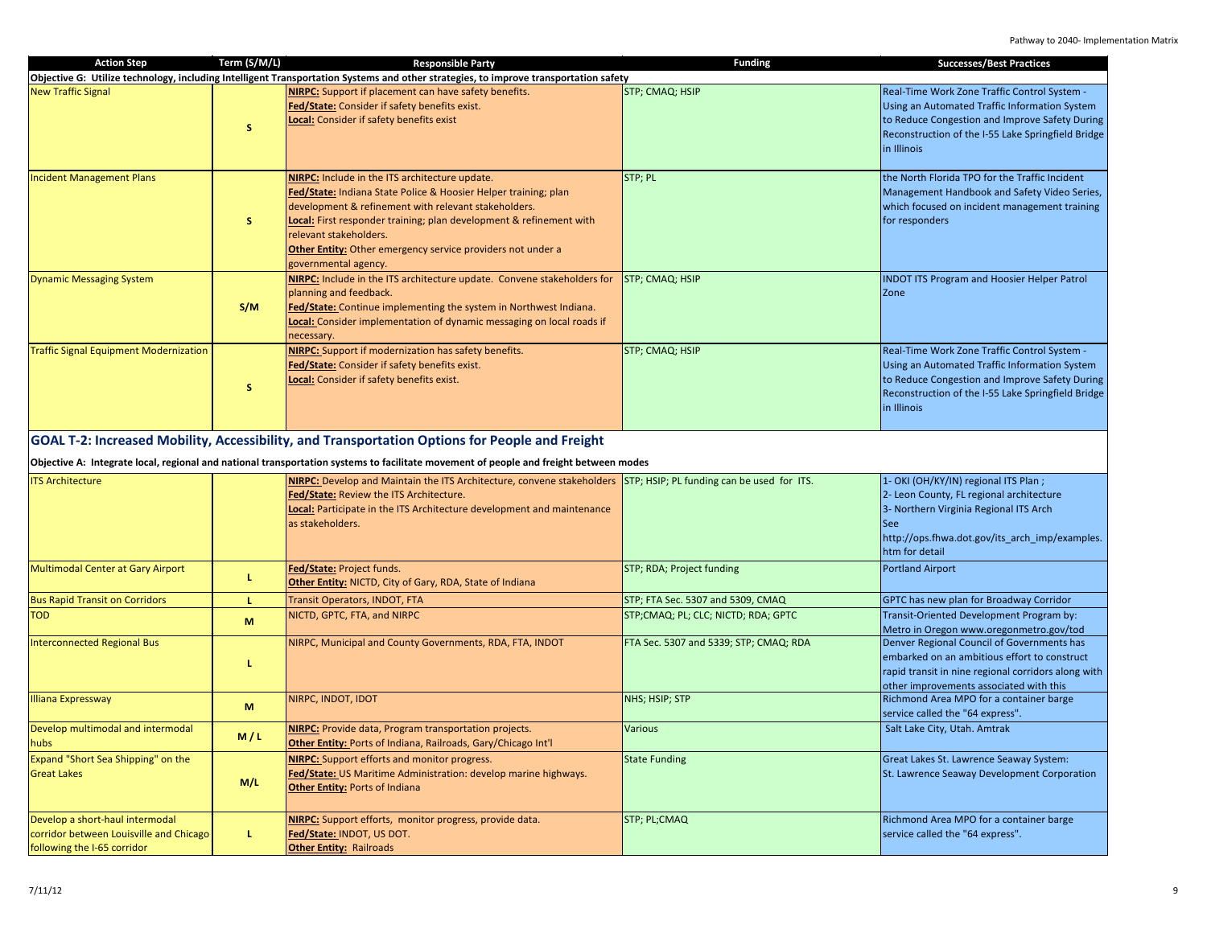| Action Step | Term (S/M/L) | Responsible Party | Funding | Successes/Best Practices |
|---|---|---|---|---|
| **Objective G: Utilize technology, including Intelligent Transportation Systems and other strategies, to improve transportation safety** | | | | |
| New Traffic Signal | S | **NIRPC:** Support if placement can have safety benefits.<br>**Fed/State:** Consider if safety benefits exist.<br>**Local:** Consider if safety benefits exist | STP; CMAQ; HSIP | Real-Time Work Zone Traffic Control System - Using an Automated Traffic Information System to Reduce Congestion and Improve Safety During Reconstruction of the I-55 Lake Springfield Bridge in Illinois |
| Incident Management Plans | S | **NIRPC:** Include in the ITS architecture update.<br>**Fed/State:** Indiana State Police & Hoosier Helper training; plan development & refinement with relevant stakeholders.<br>**Local:** First responder training; plan development & refinement with relevant stakeholders.<br>**Other Entity:** Other emergency service providers not under a governmental agency. | STP; PL | the North Florida TPO for the Traffic Incident Management Handbook and Safety Video Series, which focused on incident management training for responders |
| Dynamic Messaging System | S/M | **NIRPC:** Include in the ITS architecture update. Convene stakeholders for planning and feedback.<br>**Fed/State:** Continue implementing the system in Northwest Indiana.<br>**Local:** Consider implementation of dynamic messaging on local roads if necessary. | STP; CMAQ; HSIP | INDOT ITS Program and Hoosier Helper Patrol Zone |
| Traffic Signal Equipment Modernization | S | **NIRPC:** Support if modernization has safety benefits.<br>**Fed/State:** Consider if safety benefits exist.<br>**Local:** Consider if safety benefits exist. | STP; CMAQ; HSIP | Real-Time Work Zone Traffic Control System - Using an Automated Traffic Information System to Reduce Congestion and Improve Safety During Reconstruction of the I-55 Lake Springfield Bridge in Illinois |

## GOAL T-2: Increased Mobility, Accessibility, and Transportation Options for People and Freight

**Objective A: Integrate local, regional and national transportation systems to facilitate movement of people and freight between modes**

| Action Step | Term (S/M/L) | Responsible Party | Funding | Successes/Best Practices |
|---|---|---|---|---|
| ITS Architecture | | **NIRPC:** Develop and Maintain the ITS Architecture, convene stakeholders<br>**Fed/State:** Review the ITS Architecture.<br>**Local:** Participate in the ITS Architecture development and maintenance as stakeholders. | STP; HSIP; PL funding can be used for ITS. | 1- OKI (OH/KY/IN) regional ITS Plan ;<br>2- Leon County, FL regional architecture<br>3- Northern Virginia Regional ITS Arch<br>See http://ops.fhwa.dot.gov/its_arch_imp/examples.htm for detail |
| Multimodal Center at Gary Airport | L | **Fed/State:** Project funds.<br>**Other Entity:** NICTD, City of Gary, RDA, State of Indiana | STP; RDA; Project funding | Portland Airport |
| Bus Rapid Transit on Corridors | L | Transit Operators, INDOT, FTA | STP; FTA Sec. 5307 and 5309, CMAQ | GPTC has new plan for Broadway Corridor |
| TOD | M | NICTD, GPTC, FTA, and NIRPC | STP;CMAQ; PL; CLC; NICTD; RDA; GPTC | Transit-Oriented Development Program by: Metro in Oregon www.oregonmetro.gov/tod |
| Interconnected Regional Bus | L | NIRPC, Municipal and County Governments, RDA, FTA, INDOT | FTA Sec. 5307 and 5339; STP; CMAQ; RDA | Denver Regional Council of Governments has embarked on an ambitious effort to construct rapid transit in nine regional corridors along with other improvements associated with this |
| Illiana Expressway | M | NIRPC, INDOT, IDOT | NHS; HSIP; STP | Richmond Area MPO for a container barge service called the "64 express". |
| Develop multimodal and intermodal hubs | M / L | **NIRPC:** Provide data, Program transportation projects.<br>**Other Entity:** Ports of Indiana, Railroads, Gary/Chicago Int'l | Various | Salt Lake City, Utah. Amtrak |
| Expand "Short Sea Shipping" on the Great Lakes | M/L | **NIRPC:** Support efforts and monitor progress.<br>**Fed/State:** US Maritime Administration: develop marine highways.<br>**Other Entity:** Ports of Indiana | State Funding | Great Lakes St. Lawrence Seaway System: St. Lawrence Seaway Development Corporation |
| Develop a short-haul intermodal corridor between Louisville and Chicago following the I-65 corridor | L | **NIRPC:** Support efforts, monitor progress, provide data.<br>**Fed/State:** INDOT, US DOT.<br>**Other Entity:** Railroads | STP; PL;CMAQ | Richmond Area MPO for a container barge service called the "64 express". |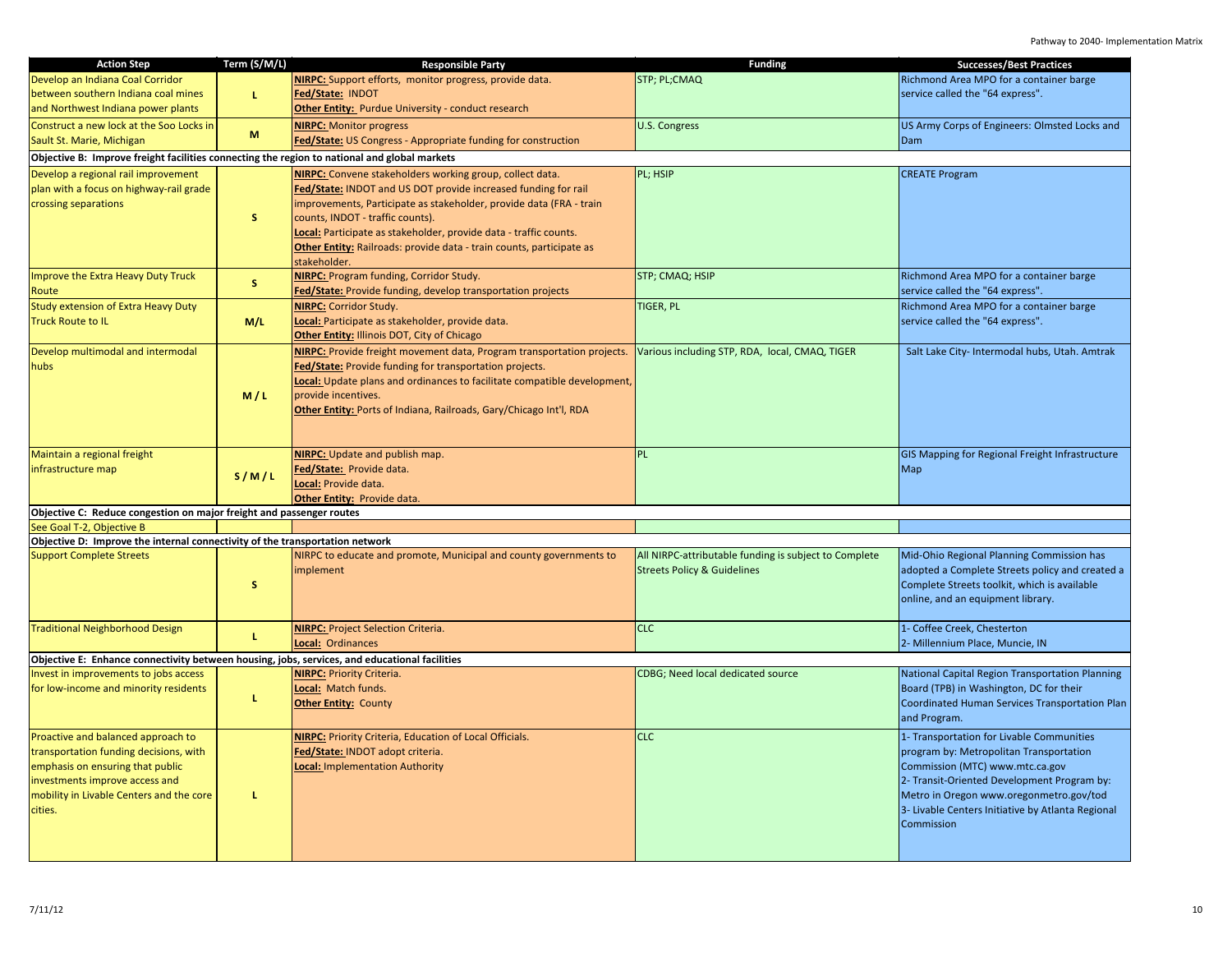| Action Step | Term (S/M/L) | Responsible Party | Funding | Successes/Best Practices |
|---|---|---|---|---|
| Develop an Indiana Coal Corridor between southern Indiana coal mines and Northwest Indiana power plants | L | **NIRPC:** Support efforts, monitor progress, provide data.<br>**Fed/State:** INDOT<br>**Other Entity:** Purdue University - conduct research | STP; PL;CMAQ | Richmond Area MPO for a container barge service called the "64 express". |
| Construct a new lock at the Soo Locks in Sault St. Marie, Michigan | M | **NIRPC:** Monitor progress<br>**Fed/State:** US Congress - Appropriate funding for construction | U.S. Congress | US Army Corps of Engineers: Olmsted Locks and Dam |
| **Objective B: Improve freight facilities connecting the region to national and global markets** | | | | |
| Develop a regional rail improvement plan with a focus on highway-rail grade crossing separations | S | **NIRPC:** Convene stakeholders working group, collect data.<br>**Fed/State:** INDOT and US DOT provide increased funding for rail improvements, Participate as stakeholder, provide data (FRA - train counts, INDOT - traffic counts).<br>**Local:** Participate as stakeholder, provide data - traffic counts.<br>**Other Entity:** Railroads: provide data - train counts, participate as stakeholder. | PL; HSIP | CREATE Program |
| Improve the Extra Heavy Duty Truck Route | S | **NIRPC:** Program funding, Corridor Study.<br>**Fed/State:** Provide funding, develop transportation projects | STP; CMAQ; HSIP | Richmond Area MPO for a container barge service called the "64 express". |
| Study extension of Extra Heavy Duty Truck Route to IL | M/L | **NIRPC:** Corridor Study.<br>**Local:** Participate as stakeholder, provide data.<br>**Other Entity:** Illinois DOT, City of Chicago | TIGER, PL | Richmond Area MPO for a container barge service called the "64 express". |
| Develop multimodal and intermodal hubs | M / L | **NIRPC:** Provide freight movement data, Program transportation projects.<br>**Fed/State:** Provide funding for transportation projects.<br>**Local:** Update plans and ordinances to facilitate compatible development, provide incentives.<br>**Other Entity:** Ports of Indiana, Railroads, Gary/Chicago Int'l, RDA | Various including STP, RDA, local, CMAQ, TIGER | Salt Lake City- Intermodal hubs, Utah. Amtrak |
| Maintain a regional freight infrastructure map | S / M / L | **NIRPC:** Update and publish map.<br>**Fed/State:** Provide data.<br>**Local:** Provide data.<br>**Other Entity:** Provide data. | PL | GIS Mapping for Regional Freight Infrastructure Map |
| **Objective C: Reduce congestion on major freight and passenger routes** | | | | |
| See Goal T-2, Objective B | | | | |
| **Objective D: Improve the internal connectivity of the transportation network** | | | | |
| Support Complete Streets | S | NIRPC to educate and promote, Municipal and county governments to implement | All NIRPC-attributable funding is subject to Complete Streets Policy & Guidelines | Mid-Ohio Regional Planning Commission has adopted a Complete Streets policy and created a Complete Streets toolkit, which is available online, and an equipment library. |
| Traditional Neighborhood Design | L | **NIRPC:** Project Selection Criteria.<br>**Local:** Ordinances | CLC | 1- Coffee Creek, Chesterton<br>2- Millennium Place, Muncie, IN |
| **Objective E: Enhance connectivity between housing, jobs, services, and educational facilities** | | | | |
| Invest in improvements to jobs access for low-income and minority residents | L | **NIRPC:** Priority Criteria.<br>**Local:** Match funds.<br>**Other Entity:** County | CDBG; Need local dedicated source | National Capital Region Transportation Planning Board (TPB) in Washington, DC for their Coordinated Human Services Transportation Plan and Program. |
| Proactive and balanced approach to transportation funding decisions, with emphasis on ensuring that public investments improve access and mobility in Livable Centers and the core cities. | L | **NIRPC:** Priority Criteria, Education of Local Officials.<br>**Fed/State:** INDOT adopt criteria.<br>**Local:** Implementation Authority | CLC | 1- Transportation for Livable Communities program by: Metropolitan Transportation Commission (MTC) www.mtc.ca.gov<br>2- Transit-Oriented Development Program by: Metro in Oregon www.oregonmetro.gov/tod<br>3- Livable Centers Initiative by Atlanta Regional Commission |

7/11/12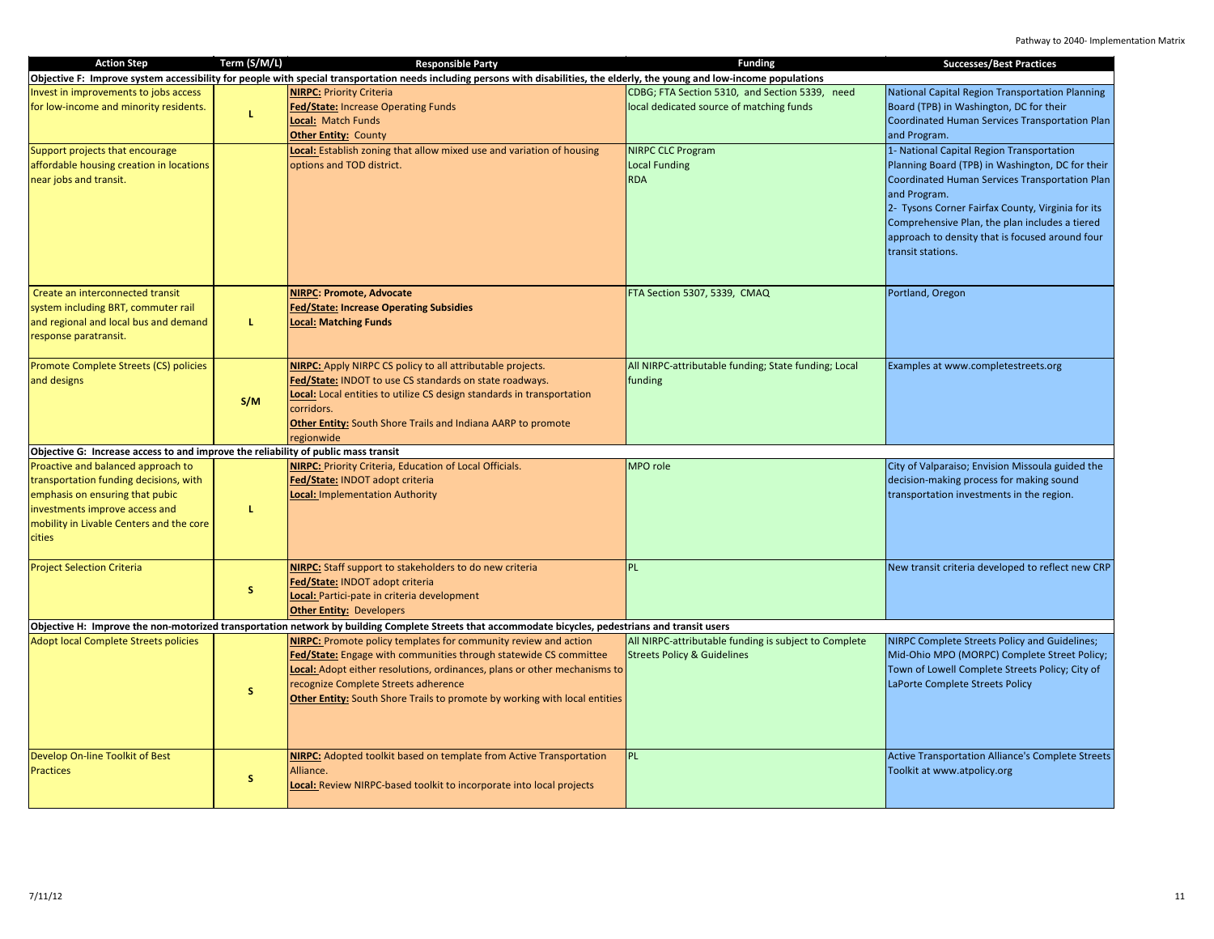| Action Step | Term (S/M/L) | Responsible Party | Funding | Successes/Best Practices |
|---|---|---|---|---|
| **Objective F: Improve system accessibility for people with special transportation needs including persons with disabilities, the elderly, the young and low-income populations** | | | | |
| Invest in improvements to jobs access for low-income and minority residents. | L | **NIRPC:** Priority Criteria<br>**Fed/State:** Increase Operating Funds<br>**Local:** Match Funds<br>**Other Entity:** County | CDBG; FTA Section 5310, and Section 5339, need local dedicated source of matching funds | National Capital Region Transportation Planning Board (TPB) in Washington, DC for their Coordinated Human Services Transportation Plan and Program. |
| Support projects that encourage affordable housing creation in locations near jobs and transit. | | **Local:** Establish zoning that allow mixed use and variation of housing options and TOD district. | NIRPC CLC Program<br>Local Funding<br>RDA | 1- National Capital Region Transportation Planning Board (TPB) in Washington, DC for their Coordinated Human Services Transportation Plan and Program.<br>2- Tysons Corner Fairfax County, Virginia for its Comprehensive Plan, the plan includes a tiered approach to density that is focused around four transit stations. |
| Create an interconnected transit system including BRT, commuter rail and regional and local bus and demand response paratransit. | L | **NIRPC: Promote, Advocate**<br>**Fed/State: Increase Operating Subsidies**<br>**Local: Matching Funds** | FTA Section 5307, 5339, CMAQ | Portland, Oregon |
| Promote Complete Streets (CS) policies and designs | S/M | **NIRPC:** Apply NIRPC CS policy to all attributable projects.<br>**Fed/State:** INDOT to use CS standards on state roadways.<br>**Local:** Local entities to utilize CS design standards in transportation corridors.<br>**Other Entity:** South Shore Trails and Indiana AARP to promote regionwide | All NIRPC-attributable funding; State funding; Local funding | Examples at www.completestreets.org |
| **Objective G: Increase access to and improve the reliability of public mass transit** | | | | |
| Proactive and balanced approach to transportation funding decisions, with emphasis on ensuring that pubic investments improve access and mobility in Livable Centers and the core cities | L | **NIRPC:** Priority Criteria, Education of Local Officials.<br>**Fed/State:** INDOT adopt criteria<br>**Local:** Implementation Authority | MPO role | City of Valparaiso; Envision Missoula guided the decision-making process for making sound transportation investments in the region. |
| Project Selection Criteria | S | **NIRPC:** Staff support to stakeholders to do new criteria<br>**Fed/State:** INDOT adopt criteria<br>**Local:** Partici-pate in criteria development<br>**Other Entity:** Developers | PL | New transit criteria developed to reflect new CRP |
| **Objective H: Improve the non-motorized transportation network by building Complete Streets that accommodate bicycles, pedestrians and transit users** | | | | |
| Adopt local Complete Streets policies | S | **NIRPC:** Promote policy templates for community review and action<br>**Fed/State:** Engage with communities through statewide CS committee<br>**Local:** Adopt either resolutions, ordinances, plans or other mechanisms to recognize Complete Streets adherence<br>**Other Entity:** South Shore Trails to promote by working with local entities | All NIRPC-attributable funding is subject to Complete Streets Policy & Guidelines | NIRPC Complete Streets Policy and Guidelines; Mid-Ohio MPO (MORPC) Complete Street Policy; Town of Lowell Complete Streets Policy; City of LaPorte Complete Streets Policy |
| Develop On-line Toolkit of Best Practices | S | **NIRPC:** Adopted toolkit based on template from Active Transportation Alliance.<br>**Local:** Review NIRPC-based toolkit to incorporate into local projects | PL | Active Transportation Alliance's Complete Streets Toolkit at www.atpolicy.org |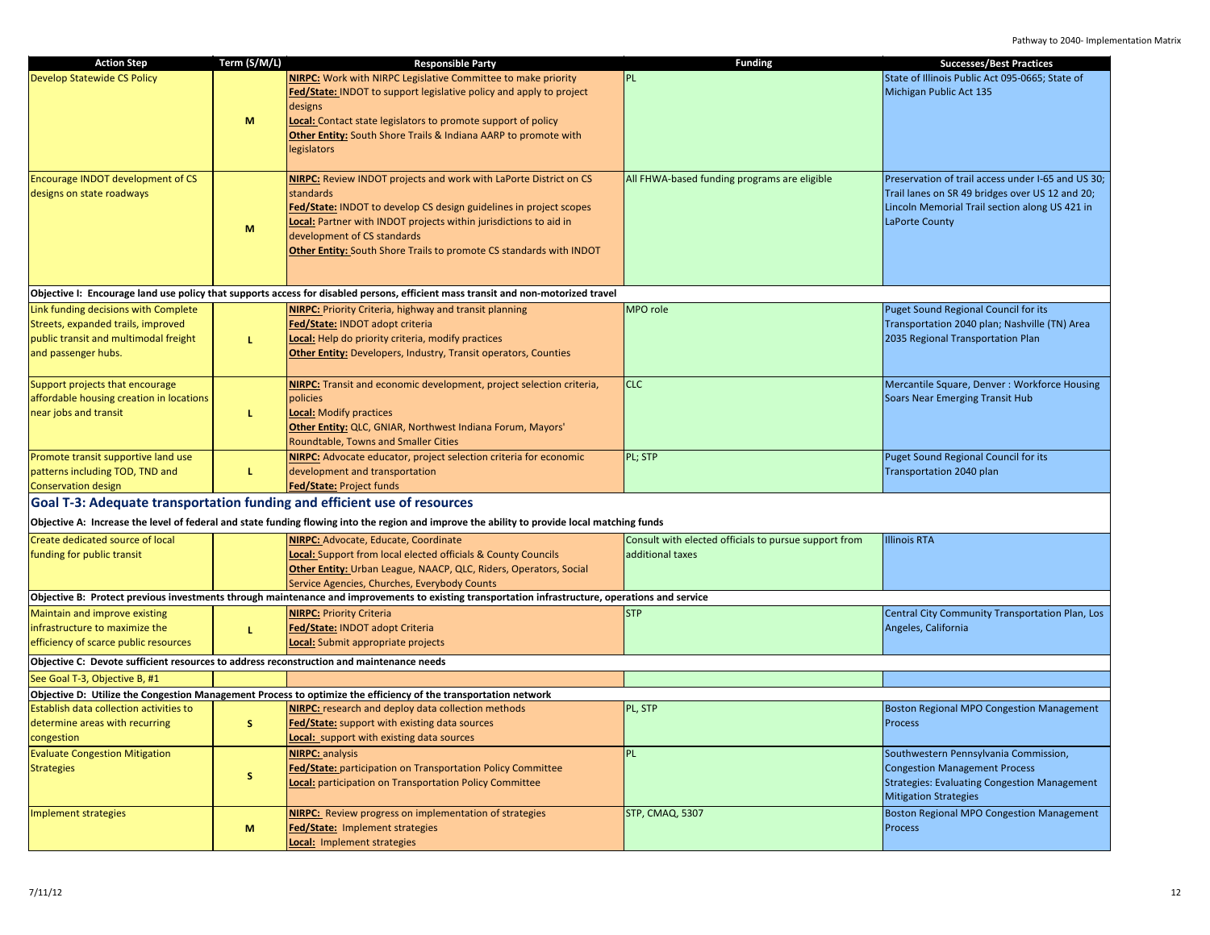| Action Step | Term (S/M/L) | Responsible Party | Funding | Successes/Best Practices |
|---|---|---|---|---|
| Develop Statewide CS Policy | M | **NIRPC:** Work with NIRPC Legislative Committee to make priority<br>**Fed/State:** INDOT to support legislative policy and apply to project designs<br>**Local:** Contact state legislators to promote support of policy<br>**Other Entity:** South Shore Trails & Indiana AARP to promote with legislators | PL | State of Illinois Public Act 095-0665; State of Michigan Public Act 135 |
| Encourage INDOT development of CS designs on state roadways | M | **NIRPC:** Review INDOT projects and work with LaPorte District on CS standards<br>**Fed/State:** INDOT to develop CS design guidelines in project scopes<br>**Local:** Partner with INDOT projects within jurisdictions to aid in development of CS standards<br>**Other Entity:** South Shore Trails to promote CS standards with INDOT | All FHWA-based funding programs are eligible | Preservation of trail access under I-65 and US 30; Trail lanes on SR 49 bridges over US 12 and 20; Lincoln Memorial Trail section along US 421 in LaPorte County |
| **Objective I: Encourage land use policy that supports access for disabled persons, efficient mass transit and non-motorized travel** | | | | |
| Link funding decisions with Complete Streets, expanded trails, improved public transit and multimodal freight and passenger hubs. | L | **NIRPC:** Priority Criteria, highway and transit planning<br>**Fed/State:** INDOT adopt criteria<br>**Local:** Help do priority criteria, modify practices<br>**Other Entity:** Developers, Industry, Transit operators, Counties | MPO role | Puget Sound Regional Council for its Transportation 2040 plan; Nashville (TN) Area 2035 Regional Transportation Plan |
| Support projects that encourage affordable housing creation in locations near jobs and transit | L | **NIRPC:** Transit and economic development, project selection criteria, policies<br>**Local:** Modify practices<br>**Other Entity:** QLC, GNIAR, Northwest Indiana Forum, Mayors' Roundtable, Towns and Smaller Cities | CLC | Mercantile Square, Denver : Workforce Housing Soars Near Emerging Transit Hub |
| Promote transit supportive land use patterns including TOD, TND and Conservation design | L | **NIRPC:** Advocate educator, project selection criteria for economic development and transportation<br>**Fed/State:** Project funds | PL; STP | Puget Sound Regional Council for its Transportation 2040 plan |
| **Goal T-3: Adequate transportation funding and efficient use of resources** | | | | |
| **Objective A: Increase the level of federal and state funding flowing into the region and improve the ability to provide local matching funds** | | | | |
| Create dedicated source of local funding for public transit | | **NIRPC:** Advocate, Educate, Coordinate<br>**Local:** Support from local elected officials & County Councils<br>**Other Entity:** Urban League, NAACP, QLC, Riders, Operators, Social Service Agencies, Churches, Everybody Counts | Consult with elected officials to pursue support from additional taxes | Illinois RTA |
| **Objective B: Protect previous investments through maintenance and improvements to existing transportation infrastructure, operations and service** | | | | |
| Maintain and improve existing infrastructure to maximize the efficiency of scarce public resources | L | **NIRPC:** Priority Criteria<br>**Fed/State:** INDOT adopt Criteria<br>**Local:** Submit appropriate projects | STP | Central City Community Transportation Plan, Los Angeles, California |
| **Objective C: Devote sufficient resources to address reconstruction and maintenance needs** | | | | |
| See Goal T-3, Objective B, #1 | | | | |
| **Objective D: Utilize the Congestion Management Process to optimize the efficiency of the transportation network** | | | | |
| Establish data collection activities to determine areas with recurring congestion | S | **NIRPC:** research and deploy data collection methods<br>**Fed/State:** support with existing data sources<br>**Local:** support with existing data sources | PL, STP | Boston Regional MPO Congestion Management Process |
| Evaluate Congestion Mitigation Strategies | S | **NIRPC:** analysis<br>**Fed/State:** participation on Transportation Policy Committee<br>**Local:** participation on Transportation Policy Committee | PL | Southwestern Pennsylvania Commission, Congestion Management Process Strategies: Evaluating Congestion Management Mitigation Strategies |
| Implement strategies | M | **NIRPC:** Review progress on implementation of strategies<br>**Fed/State:** Implement strategies<br>**Local:** Implement strategies | STP, CMAQ, 5307 | Boston Regional MPO Congestion Management Process |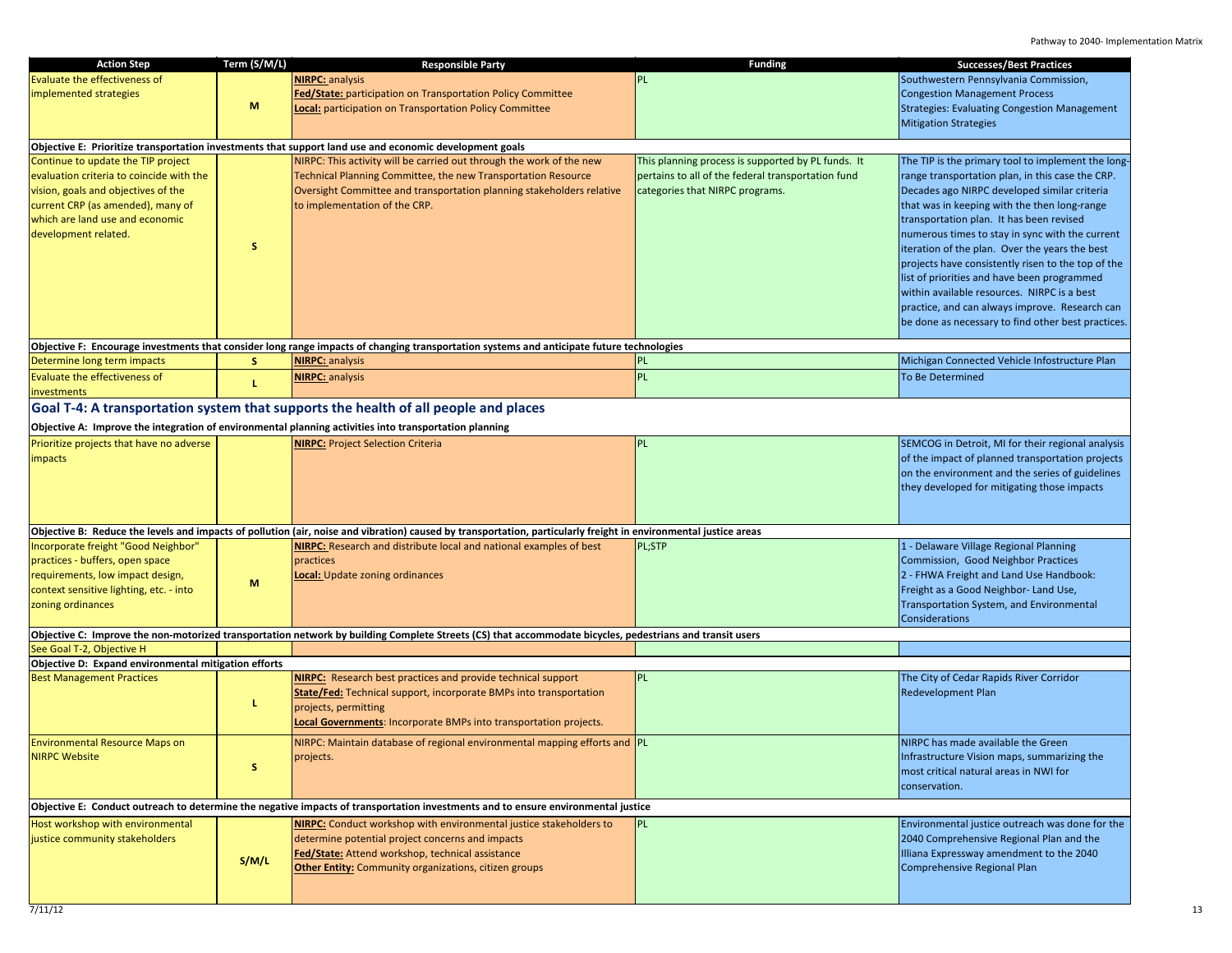| Action Step | Term (S/M/L) | Responsible Party | Funding | Successes/Best Practices |
|---|---|---|---|---|
| Evaluate the effectiveness of implemented strategies | M | **NIRPC:** analysis<br>**Fed/State:** participation on Transportation Policy Committee<br>**Local:** participation on Transportation Policy Committee | PL | Southwestern Pennsylvania Commission, Congestion Management Process Strategies: Evaluating Congestion Management Mitigation Strategies |
| **Objective E: Prioritize transportation investments that support land use and economic development goals** | | | | |
| Continue to update the TIP project evaluation criteria to coincide with the vision, goals and objectives of the current CRP (as amended), many of which are land use and economic development related. | S | NIRPC: This activity will be carried out through the work of the new Technical Planning Committee, the new Transportation Resource Oversight Committee and transportation planning stakeholders relative to implementation of the CRP. | This planning process is supported by PL funds. It pertains to all of the federal transportation fund categories that NIRPC programs. | The TIP is the primary tool to implement the long-range transportation plan, in this case the CRP. Decades ago NIRPC developed similar criteria that was in keeping with the then long-range transportation plan. It has been revised numerous times to stay in sync with the current iteration of the plan. Over the years the best projects have consistently risen to the top of the list of priorities and have been programmed within available resources. NIRPC is a best practice, and can always improve. Research can be done as necessary to find other best practices. |
| **Objective F: Encourage investments that consider long range impacts of changing transportation systems and anticipate future technologies** | | | | |
| Determine long term impacts | S | **NIRPC:** analysis | PL | Michigan Connected Vehicle Infostructure Plan |
| Evaluate the effectiveness of investments | L | **NIRPC:** analysis | PL | To Be Determined |

## Goal T-4: A transportation system that supports the health of all people and places

| Action Step | Term (S/M/L) | Responsible Party | Funding | Successes/Best Practices |
|---|---|---|---|---|
| **Objective A: Improve the integration of environmental planning activities into transportation planning** | | | | |
| Prioritize projects that have no adverse impacts | | **NIRPC:** Project Selection Criteria | PL | SEMCOG in Detroit, MI for their regional analysis of the impact of planned transportation projects on the environment and the series of guidelines they developed for mitigating those impacts |
| **Objective B: Reduce the levels and impacts of pollution (air, noise and vibration) caused by transportation, particularly freight in environmental justice areas** | | | | |
| Incorporate freight "Good Neighbor" practices - buffers, open space requirements, low impact design, context sensitive lighting, etc. - into zoning ordinances | M | **NIRPC:** Research and distribute local and national examples of best practices<br>**Local:** Update zoning ordinances | PL;STP | 1 - Delaware Village Regional Planning Commission, Good Neighbor Practices<br>2 - FHWA Freight and Land Use Handbook: Freight as a Good Neighbor- Land Use, Transportation System, and Environmental Considerations |
| **Objective C: Improve the non-motorized transportation network by building Complete Streets (CS) that accommodate bicycles, pedestrians and transit users** | | | | |
| See Goal T-2, Objective H | | | | |
| **Objective D: Expand environmental mitigation efforts** | | | | |
| Best Management Practices | L | **NIRPC:** Research best practices and provide technical support<br>**State/Fed:** Technical support, incorporate BMPs into transportation projects, permitting<br>**Local Governments**: Incorporate BMPs into transportation projects. | PL | The City of Cedar Rapids River Corridor Redevelopment Plan |
| Environmental Resource Maps on NIRPC Website | S | NIRPC: Maintain database of regional environmental mapping efforts and projects. | PL | NIRPC has made available the Green Infrastructure Vision maps, summarizing the most critical natural areas in NWI for conservation. |
| **Objective E: Conduct outreach to determine the negative impacts of transportation investments and to ensure environmental justice** | | | | |
| Host workshop with environmental justice community stakeholders | S/M/L | **NIRPC:** Conduct workshop with environmental justice stakeholders to determine potential project concerns and impacts<br>**Fed/State:** Attend workshop, technical assistance<br>**Other Entity:** Community organizations, citizen groups | PL | Environmental justice outreach was done for the 2040 Comprehensive Regional Plan and the Illiana Expressway amendment to the 2040 Comprehensive Regional Plan |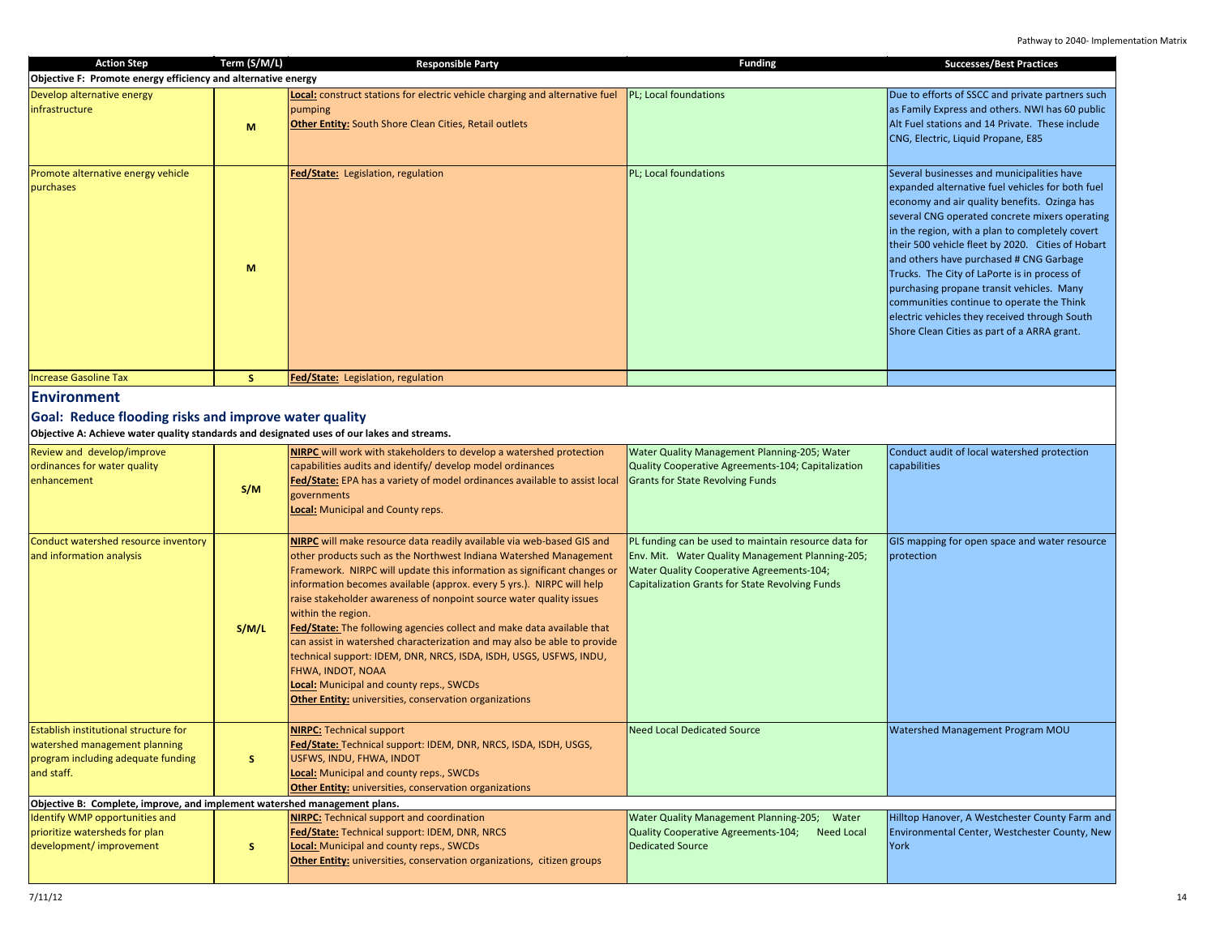| Action Step | Term (S/M/L) | Responsible Party | Funding | Successes/Best Practices |
|---|---|---|---|---|
| **Objective F: Promote energy efficiency and alternative energy** | | | | |
| Develop alternative energy infrastructure | M | **Local:** construct stations for electric vehicle charging and alternative fuel pumping<br>**Other Entity:** South Shore Clean Cities, Retail outlets | PL; Local foundations | Due to efforts of SSCC and private partners such as Family Express and others. NWI has 60 public Alt Fuel stations and 14 Private. These include CNG, Electric, Liquid Propane, E85 |
| Promote alternative energy vehicle purchases | M | **Fed/State:** Legislation, regulation | PL; Local foundations | Several businesses and municipalities have expanded alternative fuel vehicles for both fuel economy and air quality benefits. Ozinga has several CNG operated concrete mixers operating in the region, with a plan to completely covert their 500 vehicle fleet by 2020. Cities of Hobart and others have purchased # CNG Garbage Trucks. The City of LaPorte is in process of purchasing propane transit vehicles. Many communities continue to operate the Think electric vehicles they received through South Shore Clean Cities as part of a ARRA grant. |
| Increase Gasoline Tax | S | **Fed/State:** Legislation, regulation | | |

## Environment

### Goal: Reduce flooding risks and improve water quality

**Objective A: Achieve water quality standards and designated uses of our lakes and streams.**

| Action Step | Term (S/M/L) | Responsible Party | Funding | Successes/Best Practices |
|---|---|---|---|---|
| Review and develop/improve ordinances for water quality enhancement | S/M | **NIRPC** will work with stakeholders to develop a watershed protection capabilities audits and identify/ develop model ordinances<br>**Fed/State:** EPA has a variety of model ordinances available to assist local governments<br>**Local:** Municipal and County reps. | Water Quality Management Planning-205; Water Quality Cooperative Agreements-104; Capitalization Grants for State Revolving Funds | Conduct audit of local watershed protection capabilities |
| Conduct watershed resource inventory and information analysis | S/M/L | **NIRPC** will make resource data readily available via web-based GIS and other products such as the Northwest Indiana Watershed Management Framework. NIRPC will update this information as significant changes or information becomes available (approx. every 5 yrs.). NIRPC will help raise stakeholder awareness of nonpoint source water quality issues within the region.<br>**Fed/State:** The following agencies collect and make data available that can assist in watershed characterization and may also be able to provide technical support: IDEM, DNR, NRCS, ISDA, ISDH, USGS, USFWS, INDU, FHWA, INDOT, NOAA<br>**Local:** Municipal and county reps., SWCDs<br>**Other Entity:** universities, conservation organizations | PL funding can be used to maintain resource data for Env. Mit. Water Quality Management Planning-205; Water Quality Cooperative Agreements-104; Capitalization Grants for State Revolving Funds | GIS mapping for open space and water resource protection |
| Establish institutional structure for watershed management planning program including adequate funding and staff. | S | **NIRPC:** Technical support<br>**Fed/State:** Technical support: IDEM, DNR, NRCS, ISDA, ISDH, USGS, USFWS, INDU, FHWA, INDOT<br>**Local:** Municipal and county reps., SWCDs<br>**Other Entity:** universities, conservation organizations | Need Local Dedicated Source | Watershed Management Program MOU |
| **Objective B: Complete, improve, and implement watershed management plans.** | | | | |
| Identify WMP opportunities and prioritize watersheds for plan development/ improvement | S | **NIRPC:** Technical support and coordination<br>**Fed/State:** Technical support: IDEM, DNR, NRCS<br>**Local:** Municipal and county reps., SWCDs<br>**Other Entity:** universities, conservation organizations, citizen groups | Water Quality Management Planning-205; Water Quality Cooperative Agreements-104; Need Local Dedicated Source | Hilltop Hanover, A Westchester County Farm and Environmental Center, Westchester County, New York |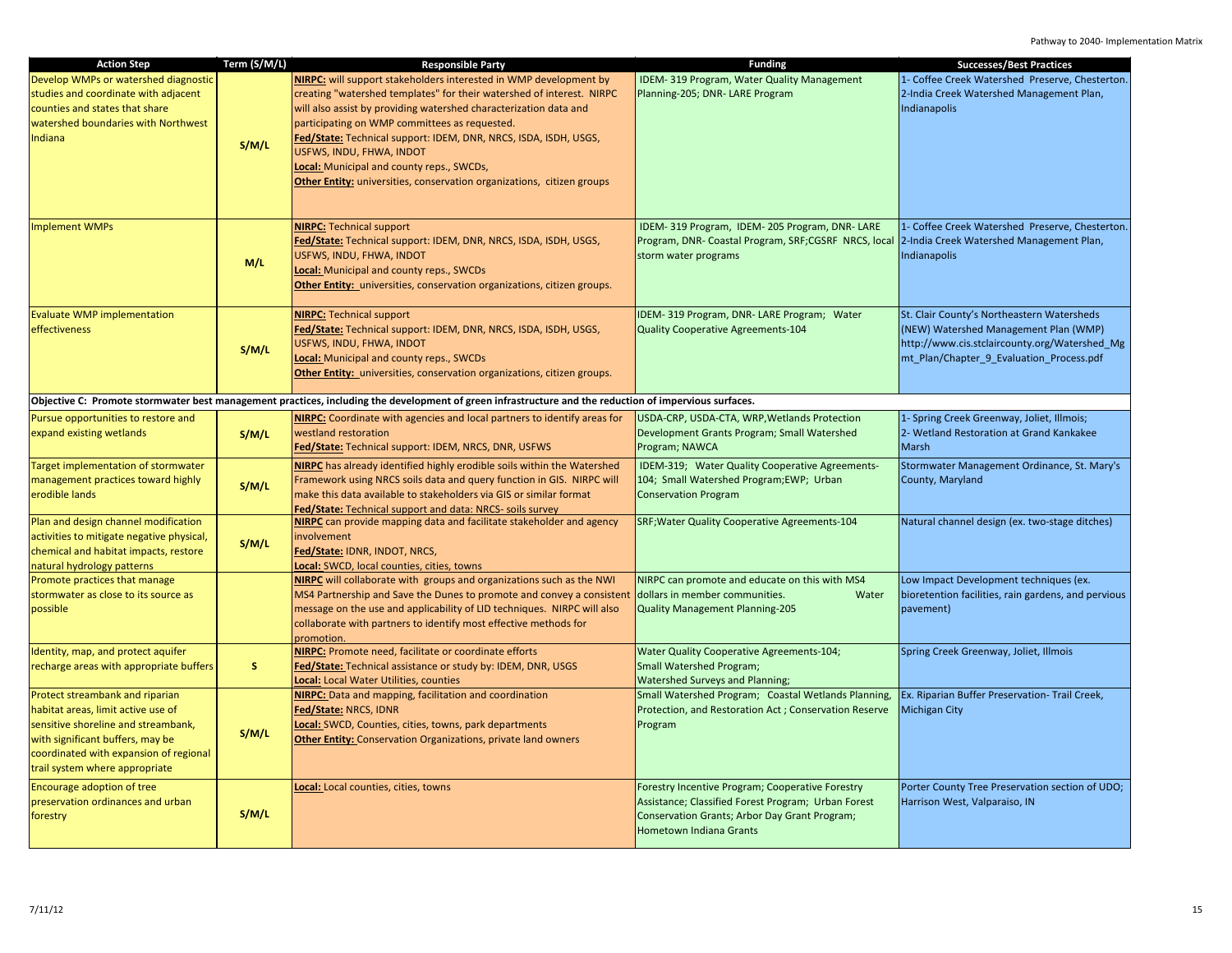| Action Step | Term (S/M/L) | Responsible Party | Funding | Successes/Best Practices |
|---|---|---|---|---|
| Develop WMPs or watershed diagnostic studies and coordinate with adjacent counties and states that share watershed boundaries with Northwest Indiana | S/M/L | **NIRPC:** will support stakeholders interested in WMP development by creating "watershed templates" for their watershed of interest. NIRPC will also assist by providing watershed characterization data and participating on WMP committees as requested.<br>**Fed/State:** Technical support: IDEM, DNR, NRCS, ISDA, ISDH, USGS, USFWS, INDU, FHWA, INDOT<br>**Local:** Municipal and county reps., SWCDs,<br>**Other Entity:** universities, conservation organizations, citizen groups | IDEM- 319 Program, Water Quality Management Planning-205; DNR- LARE Program | 1- Coffee Creek Watershed Preserve, Chesterton.<br>2-India Creek Watershed Management Plan, Indianapolis |
| Implement WMPs | M/L | **NIRPC:** Technical support<br>**Fed/State:** Technical support: IDEM, DNR, NRCS, ISDA, ISDH, USGS, USFWS, INDU, FHWA, INDOT<br>**Local:** Municipal and county reps., SWCDs<br>**Other Entity:** universities, conservation organizations, citizen groups. | IDEM- 319 Program, IDEM- 205 Program, DNR- LARE Program, DNR- Coastal Program, SRF;CGSRF NRCS, local storm water programs | 1- Coffee Creek Watershed Preserve, Chesterton.<br>2-India Creek Watershed Management Plan, Indianapolis |
| Evaluate WMP implementation effectiveness | S/M/L | **NIRPC:** Technical support<br>**Fed/State:** Technical support: IDEM, DNR, NRCS, ISDA, ISDH, USGS, USFWS, INDU, FHWA, INDOT<br>**Local:** Municipal and county reps., SWCDs<br>**Other Entity:** universities, conservation organizations, citizen groups. | IDEM- 319 Program, DNR- LARE Program; Water Quality Cooperative Agreements-104 | St. Clair County's Northeastern Watersheds (NEW) Watershed Management Plan (WMP) http://www.cis.stclaircounty.org/Watershed_Mgmt_Plan/Chapter_9_Evaluation_Process.pdf |
| **Objective C: Promote stormwater best management practices, including the development of green infrastructure and the reduction of impervious surfaces.** | | | | |
| Pursue opportunities to restore and expand existing wetlands | S/M/L | **NIRPC:** Coordinate with agencies and local partners to identify areas for westland restoration<br>**Fed/State:** Technical support: IDEM, NRCS, DNR, USFWS | USDA-CRP, USDA-CTA, WRP,Wetlands Protection Development Grants Program; Small Watershed Program; NAWCA | 1- Spring Creek Greenway, Joliet, Illmois;<br>2- Wetland Restoration at Grand Kankakee Marsh |
| Target implementation of stormwater management practices toward highly erodible lands | S/M/L | **NIRPC** has already identified highly erodible soils within the Watershed Framework using NRCS soils data and query function in GIS. NIRPC will make this data available to stakeholders via GIS or similar format<br>**Fed/State:** Technical support and data: NRCS- soils survey | IDEM-319; Water Quality Cooperative Agreements-104; Small Watershed Program;EWP; Urban Conservation Program | Stormwater Management Ordinance, St. Mary's County, Maryland |
| Plan and design channel modification activities to mitigate negative physical, chemical and habitat impacts, restore natural hydrology patterns | S/M/L | **NIRPC** can provide mapping data and facilitate stakeholder and agency involvement<br>**Fed/State:** IDNR, INDOT, NRCS,<br>**Local:** SWCD, local counties, cities, towns | SRF;Water Quality Cooperative Agreements-104 | Natural channel design (ex. two-stage ditches) |
| Promote practices that manage stormwater as close to its source as possible | | **NIRPC** will collaborate with groups and organizations such as the NWI MS4 Partnership and Save the Dunes to promote and convey a consistent message on the use and applicability of LID techniques. NIRPC will also collaborate with partners to identify most effective methods for promotion. | NIRPC can promote and educate on this with MS4 dollars in member communities. Water Quality Management Planning-205 | Low Impact Development techniques (ex. bioretention facilities, rain gardens, and pervious pavement) |
| Identity, map, and protect aquifer recharge areas with appropriate buffers | S | **NIRPC:** Promote need, facilitate or coordinate efforts<br>**Fed/State:** Technical assistance or study by: IDEM, DNR, USGS<br>**Local:** Local Water Utilities, counties | Water Quality Cooperative Agreements-104;<br>Small Watershed Program;<br>Watershed Surveys and Planning; | Spring Creek Greenway, Joliet, Illmois |
| Protect streambank and riparian habitat areas, limit active use of sensitive shoreline and streambank, with significant buffers, may be coordinated with expansion of regional trail system where appropriate | S/M/L | **NIRPC:** Data and mapping, facilitation and coordination<br>**Fed/State:** NRCS, IDNR<br>**Local:** SWCD, Counties, cities, towns, park departments<br>**Other Entity:** Conservation Organizations, private land owners | Small Watershed Program; Coastal Wetlands Planning, Protection, and Restoration Act ; Conservation Reserve Program | Ex. Riparian Buffer Preservation- Trail Creek, Michigan City |
| Encourage adoption of tree preservation ordinances and urban forestry | S/M/L | **Local:** Local counties, cities, towns | Forestry Incentive Program; Cooperative Forestry Assistance; Classified Forest Program; Urban Forest Conservation Grants; Arbor Day Grant Program; Hometown Indiana Grants | Porter County Tree Preservation section of UDO; Harrison West, Valparaiso, IN |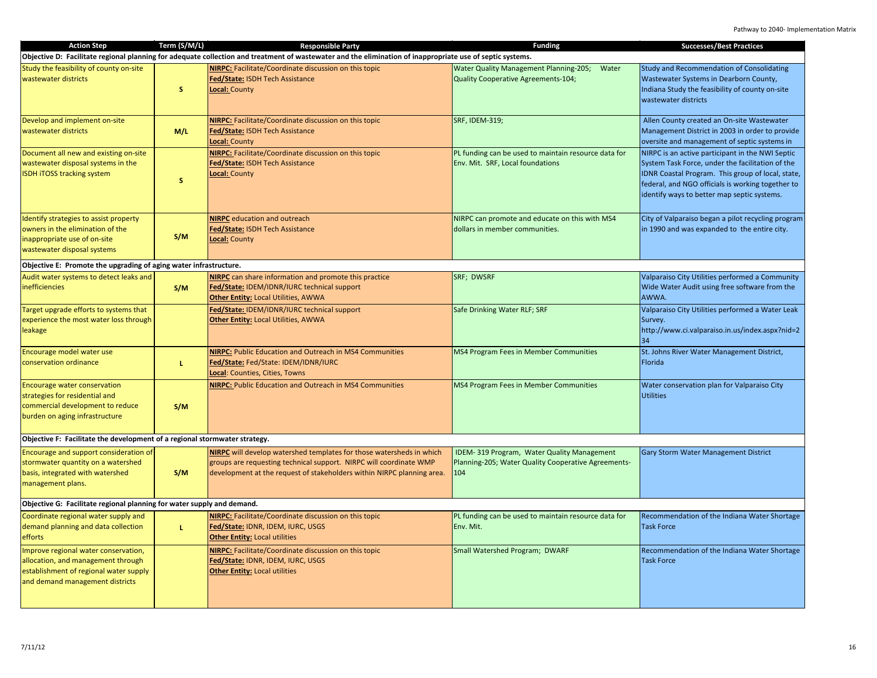| Action Step | Term (S/M/L) | Responsible Party | Funding | Successes/Best Practices |
|---|---|---|---|---|
| **Objective D: Facilitate regional planning for adequate collection and treatment of wastewater and the elimination of inappropriate use of septic systems.** | | | | |
| Study the feasibility of county on-site wastewater districts | S | **NIRPC:** Facilitate/Coordinate discussion on this topic<br>**Fed/State:** ISDH Tech Assistance<br>**Local:** County | Water Quality Management Planning-205; Water Quality Cooperative Agreements-104; | Study and Recommendation of Consolidating Wastewater Systems in Dearborn County, Indiana Study the feasibility of county on-site wastewater districts |
| Develop and implement on-site wastewater districts | M/L | **NIRPC:** Facilitate/Coordinate discussion on this topic<br>**Fed/State:** ISDH Tech Assistance<br>**Local:** County | SRF, IDEM-319; | Allen County created an On-site Wastewater Management District in 2003 in order to provide oversite and management of septic systems in |
| Document all new and existing on-site wastewater disposal systems in the ISDH iTOSS tracking system | S | **NIRPC:** Facilitate/Coordinate discussion on this topic<br>**Fed/State:** ISDH Tech Assistance<br>**Local:** County | PL funding can be used to maintain resource data for Env. Mit. SRF, Local foundations | NIRPC is an active participant in the NWI Septic System Task Force, under the facilitation of the IDNR Coastal Program. This group of local, state, federal, and NGO officials is working together to identify ways to better map septic systems. |
| Identify strategies to assist property owners in the elimination of the inappropriate use of on-site wastewater disposal systems | S/M | **NIRPC** education and outreach<br>**Fed/State:** ISDH Tech Assistance<br>**Local:** County | NIRPC can promote and educate on this with MS4 dollars in member communities. | City of Valparaiso began a pilot recycling program in 1990 and was expanded to the entire city. |
| **Objective E: Promote the upgrading of aging water infrastructure.** | | | | |
| Audit water systems to detect leaks and inefficiencies | S/M | **NIRPC** can share information and promote this practice<br>**Fed/State:** IDEM/IDNR/IURC technical support<br>**Other Entity:** Local Utilities, AWWA | SRF; DWSRF | Valparaiso City Utilities performed a Community Wide Water Audit using free software from the AWWA. |
| Target upgrade efforts to systems that experience the most water loss through leakage | | **Fed/State:** IDEM/IDNR/IURC technical support<br>**Other Entity:** Local Utilities, AWWA | Safe Drinking Water RLF; SRF | Valparaiso City Utilities performed a Water Leak Survey. http://www.ci.valparaiso.in.us/index.aspx?nid=234 |
| Encourage model water use conservation ordinance | L | **NIRPC:** Public Education and Outreach in MS4 Communities<br>**Fed/State:** Fed/State: IDEM/IDNR/IURC<br>**Local**: Counties, Cities, Towns | MS4 Program Fees in Member Communities | St. Johns River Water Management District, Florida |
| Encourage water conservation strategies for residential and commercial development to reduce burden on aging infrastructure | S/M | **NIRPC:** Public Education and Outreach in MS4 Communities | MS4 Program Fees in Member Communities | Water conservation plan for Valparaiso City Utilities |
| **Objective F: Facilitate the development of a regional stormwater strategy.** | | | | |
| Encourage and support consideration of stormwater quantity on a watershed basis, integrated with watershed management plans. | S/M | **NIRPC** will develop watershed templates for those watersheds in which groups are requesting technical support. NIRPC will coordinate WMP development at the request of stakeholders within NIRPC planning area. | IDEM- 319 Program, Water Quality Management Planning-205; Water Quality Cooperative Agreements-104 | Gary Storm Water Management District |
| **Objective G: Facilitate regional planning for water supply and demand.** | | | | |
| Coordinate regional water supply and demand planning and data collection efforts | L | **NIRPC:** Facilitate/Coordinate discussion on this topic<br>**Fed/State:** IDNR, IDEM, IURC, USGS<br>**Other Entity:** Local utilities | PL funding can be used to maintain resource data for Env. Mit. | Recommendation of the Indiana Water Shortage Task Force |
| Improve regional water conservation, allocation, and management through establishment of regional water supply and demand management districts | | **NIRPC:** Facilitate/Coordinate discussion on this topic<br>**Fed/State:** IDNR, IDEM, IURC, USGS<br>**Other Entity:** Local utilities | Small Watershed Program; DWARF | Recommendation of the Indiana Water Shortage Task Force |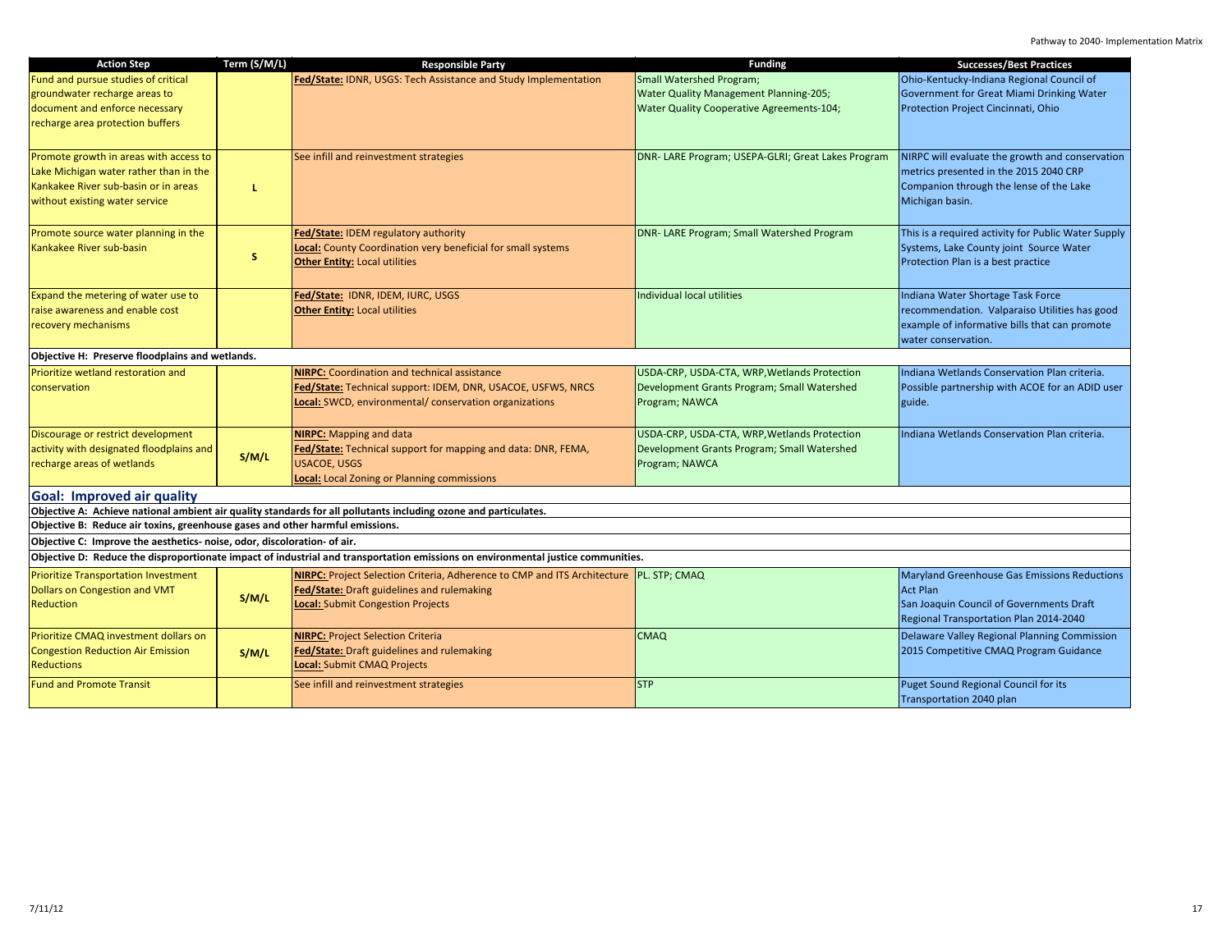| Action Step | Term (S/M/L) | Responsible Party | Funding | Successes/Best Practices |
|---|---|---|---|---|
| Fund and pursue studies of critical groundwater recharge areas to document and enforce necessary recharge area protection buffers | | **Fed/State:** IDNR, USGS: Tech Assistance and Study Implementation | Small Watershed Program; Water Quality Management Planning-205; Water Quality Cooperative Agreements-104; | Ohio-Kentucky-Indiana Regional Council of Government for Great Miami Drinking Water Protection Project Cincinnati, Ohio |
| Promote growth in areas with access to Lake Michigan water rather than in the Kankakee River sub-basin or in areas without existing water service | L | See infill and reinvestment strategies | DNR- LARE Program; USEPA-GLRI; Great Lakes Program | NIRPC will evaluate the growth and conservation metrics presented in the 2015 2040 CRP Companion through the lense of the Lake Michigan basin. |
| Promote source water planning in the Kankakee River sub-basin | S | **Fed/State:** IDEM regulatory authority<br>**Local:** County Coordination very beneficial for small systems<br>**Other Entity:** Local utilities | DNR- LARE Program; Small Watershed Program | This is a required activity for Public Water Supply Systems, Lake County joint Source Water Protection Plan is a best practice |
| Expand the metering of water use to raise awareness and enable cost recovery mechanisms | | **Fed/State:** IDNR, IDEM, IURC, USGS<br>**Other Entity:** Local utilities | Individual local utilities | Indiana Water Shortage Task Force recommendation. Valparaiso Utilities has good example of informative bills that can promote water conservation. |
| **Objective H: Preserve floodplains and wetlands.** | | | | |
| Prioritize wetland restoration and conservation | | **NIRPC:** Coordination and technical assistance<br>**Fed/State:** Technical support: IDEM, DNR, USACOE, USFWS, NRCS<br>**Local:** SWCD, environmental/ conservation organizations | USDA-CRP, USDA-CTA, WRP,Wetlands Protection Development Grants Program; Small Watershed Program; NAWCA | Indiana Wetlands Conservation Plan criteria. Possible partnership with ACOE for an ADID user guide. |
| Discourage or restrict development activity with designated floodplains and recharge areas of wetlands | S/M/L | **NIRPC:** Mapping and data<br>**Fed/State:** Technical support for mapping and data: DNR, FEMA, USACOE, USGS<br>**Local:** Local Zoning or Planning commissions | USDA-CRP, USDA-CTA, WRP,Wetlands Protection Development Grants Program; Small Watershed Program; NAWCA | Indiana Wetlands Conservation Plan criteria. |
| **Goal: Improved air quality** | | | | |
| **Objective A: Achieve national ambient air quality standards for all pollutants including ozone and particulates.** | | | | |
| **Objective B: Reduce air toxins, greenhouse gases and other harmful emissions.** | | | | |
| **Objective C: Improve the aesthetics- noise, odor, discoloration- of air.** | | | | |
| **Objective D: Reduce the disproportionate impact of industrial and transportation emissions on environmental justice communities.** | | | | |
| Prioritize Transportation Investment Dollars on Congestion and VMT Reduction | S/M/L | **NIRPC:** Project Selection Criteria, Adherence to CMP and ITS Architecture<br>**Fed/State:** Draft guidelines and rulemaking<br>**Local:** Submit Congestion Projects | PL. STP; CMAQ | Maryland Greenhouse Gas Emissions Reductions Act Plan<br>San Joaquin Council of Governments Draft Regional Transportation Plan 2014-2040 |
| Prioritize CMAQ investment dollars on Congestion Reduction Air Emission Reductions | S/M/L | **NIRPC:** Project Selection Criteria<br>**Fed/State:** Draft guidelines and rulemaking<br>**Local:** Submit CMAQ Projects | CMAQ | Delaware Valley Regional Planning Commission 2015 Competitive CMAQ Program Guidance |
| Fund and Promote Transit | | See infill and reinvestment strategies | STP | Puget Sound Regional Council for its Transportation 2040 plan |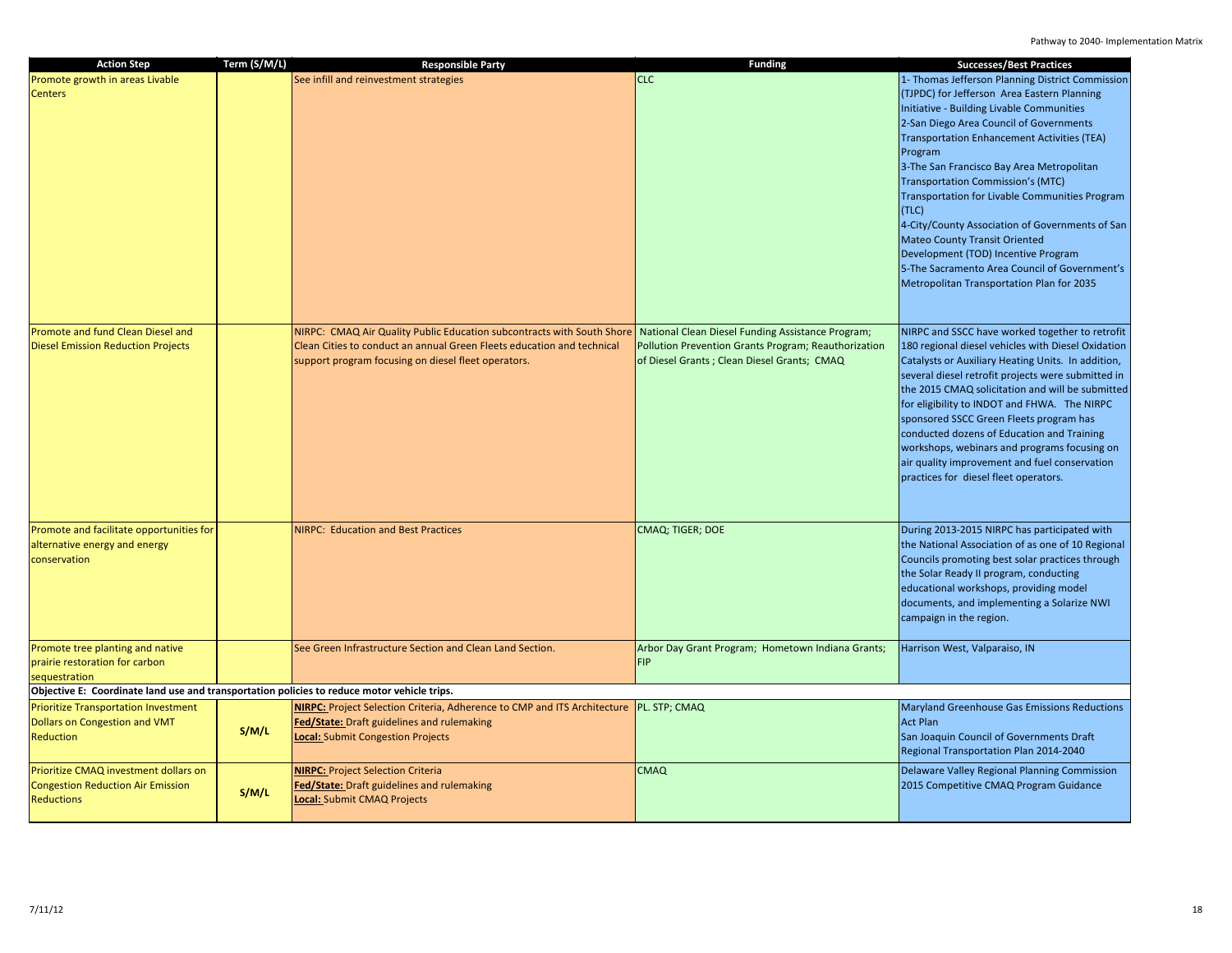| Action Step | Term (S/M/L) | Responsible Party | Funding | Successes/Best Practices |
|---|---|---|---|---|
| Promote growth in areas Livable Centers | | See infill and reinvestment strategies | CLC | 1- Thomas Jefferson Planning District Commission (TJPDC) for Jefferson Area Eastern Planning Initiative - Building Livable Communities<br>2-San Diego Area Council of Governments Transportation Enhancement Activities (TEA) Program<br>3-The San Francisco Bay Area Metropolitan Transportation Commission's (MTC) Transportation for Livable Communities Program (TLC)<br>4-City/County Association of Governments of San Mateo County Transit Oriented Development (TOD) Incentive Program<br>5-The Sacramento Area Council of Government's Metropolitan Transportation Plan for 2035 |
| Promote and fund Clean Diesel and Diesel Emission Reduction Projects | | NIRPC: CMAQ Air Quality Public Education subcontracts with South Shore Clean Cities to conduct an annual Green Fleets education and technical support program focusing on diesel fleet operators. | National Clean Diesel Funding Assistance Program; Pollution Prevention Grants Program; Reauthorization of Diesel Grants ; Clean Diesel Grants; CMAQ | NIRPC and SSCC have worked together to retrofit 180 regional diesel vehicles with Diesel Oxidation Catalysts or Auxiliary Heating Units. In addition, several diesel retrofit projects were submitted in the 2015 CMAQ solicitation and will be submitted for eligibility to INDOT and FHWA. The NIRPC sponsored SSCC Green Fleets program has conducted dozens of Education and Training workshops, webinars and programs focusing on air quality improvement and fuel conservation practices for diesel fleet operators. |
| Promote and facilitate opportunities for alternative energy and energy conservation | | NIRPC: Education and Best Practices | CMAQ; TIGER; DOE | During 2013-2015 NIRPC has participated with the National Association of as one of 10 Regional Councils promoting best solar practices through the Solar Ready II program, conducting educational workshops, providing model documents, and implementing a Solarize NWI campaign in the region. |
| Promote tree planting and native prairie restoration for carbon sequestration | | See Green Infrastructure Section and Clean Land Section. | Arbor Day Grant Program; Hometown Indiana Grants; FIP | Harrison West, Valparaiso, IN |
| **Objective E: Coordinate land use and transportation policies to reduce motor vehicle trips.** | | | | |
| Prioritize Transportation Investment Dollars on Congestion and VMT Reduction | S/M/L | **NIRPC:** Project Selection Criteria, Adherence to CMP and ITS Architecture<br>**Fed/State:** Draft guidelines and rulemaking<br>**Local:** Submit Congestion Projects | PL. STP; CMAQ | Maryland Greenhouse Gas Emissions Reductions Act Plan<br>San Joaquin Council of Governments Draft Regional Transportation Plan 2014-2040 |
| Prioritize CMAQ investment dollars on Congestion Reduction Air Emission Reductions | S/M/L | **NIRPC:** Project Selection Criteria<br>**Fed/State:** Draft guidelines and rulemaking<br>**Local:** Submit CMAQ Projects | CMAQ | Delaware Valley Regional Planning Commission 2015 Competitive CMAQ Program Guidance |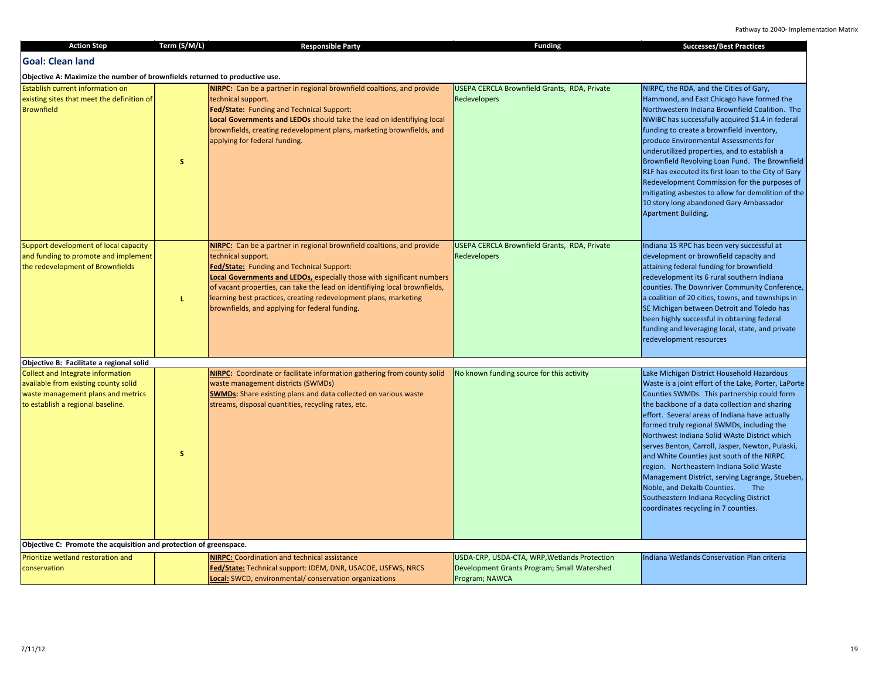| Action Step | Term (S/M/L) | Responsible Party | Funding | Successes/Best Practices |
|---|---|---|---|---|
| **Goal: Clean land** | | | | |
| **Objective A: Maximize the number of brownfields returned to productive use.** | | | | |
| Establish current information on existing sites that meet the definition of Brownfield | S | **NIRPC:** Can be a partner in regional brownfield coaltions, and provide technical support. **Fed/State:** Funding and Technical Support: **Local Governments and LEDOs** should take the lead on identifiying local brownfields, creating redevelopment plans, marketing brownfields, and applying for federal funding. | USEPA CERCLA Brownfield Grants, RDA, Private Redevelopers | NIRPC, the RDA, and the Cities of Gary, Hammond, and East Chicago have formed the Northwestern Indiana Brownfield Coalition. The NWIBC has successfully acquired $1.4 in federal funding to create a brownfield inventory, produce Environmental Assessments for underutilized properties, and to establish a Brownfield Revolving Loan Fund. The Brownfield RLF has executed its first loan to the City of Gary Redevelopment Commission for the purposes of mitigating asbestos to allow for demolition of the 10 story long abandoned Gary Ambassador Apartment Building. |
| Support development of local capacity and funding to promote and implement the redevelopment of Brownfields | L | **NIRPC:** Can be a partner in regional brownfield coaltions, and provide technical support. **Fed/State:** Funding and Technical Support: **Local Governments and LEDOs,** especially those with significant numbers of vacant properties, can take the lead on identifiying local brownfields, learning best practices, creating redevelopment plans, marketing brownfields, and applying for federal funding. | USEPA CERCLA Brownfield Grants, RDA, Private Redevelopers | Indiana 15 RPC has been very successful at development or brownfield capacity and attaining federal funding for brownfield redevelopment its 6 rural southern Indiana counties. The Downriver Community Conference, a coalition of 20 cities, towns, and townships in SE Michigan between Detroit and Toledo has been highly successful in obtaining federal funding and leveraging local, state, and private redevelopment resources |
| **Objective B: Facilitate a regional solid** | | | | |
| Collect and Integrate information available from existing county solid waste management plans and metrics to establish a regional baseline. | S | **NIRPC:** Coordinate or facilitate information gathering from county solid waste management districts (SWMDs) **SWMDs:** Share existing plans and data collected on various waste streams, disposal quantities, recycling rates, etc. | No known funding source for this activity | Lake Michigan District Household Hazardous Waste is a joint effort of the Lake, Porter, LaPorte Counties SWMDs. This partnership could form the backbone of a data collection and sharing effort. Several areas of Indiana have actually formed truly regional SWMDs, including the Northwest Indiana Solid WAste District which serves Benton, Carroll, Jasper, Newton, Pulaski, and White Counties just south of the NIRPC region. Northeastern Indiana Solid Waste Management District, serving Lagrange, Stueben, Noble, and Dekalb Counties. The Southeastern Indiana Recycling District coordinates recycling in 7 counties. |
| **Objective C: Promote the acquisition and protection of greenspace.** | | | | |
| Prioritize wetland restoration and conservation | | **NIRPC:** Coordination and technical assistance **Fed/State:** Technical support: IDEM, DNR, USACOE, USFWS, NRCS **Local:** SWCD, environmental/ conservation organizations | USDA-CRP, USDA-CTA, WRP,Wetlands Protection Development Grants Program; Small Watershed Program; NAWCA | Indiana Wetlands Conservation Plan criteria |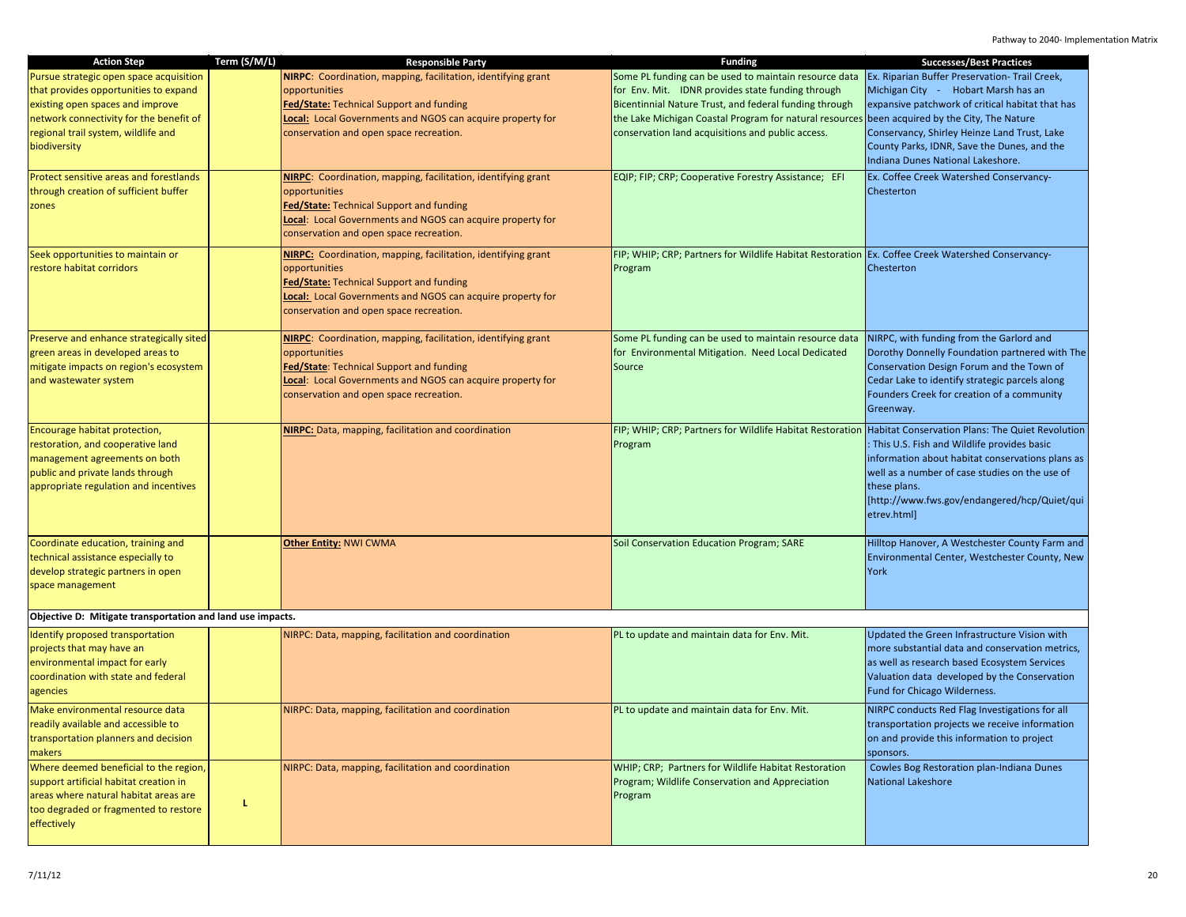| Action Step | Term (S/M/L) | Responsible Party | Funding | Successes/Best Practices |
|---|---|---|---|---|
| Pursue strategic open space acquisition that provides opportunities to expand existing open spaces and improve network connectivity for the benefit of regional trail system, wildlife and biodiversity | | **NIRPC**: Coordination, mapping, facilitation, identifying grant opportunities<br>**Fed/State:** Technical Support and funding<br>**Local:** Local Governments and NGOS can acquire property for conservation and open space recreation. | Some PL funding can be used to maintain resource data for Env. Mit. IDNR provides state funding through Bicentinnial Nature Trust, and federal funding through the Lake Michigan Coastal Program for natural resources conservation land acquisitions and public access. | Ex. Riparian Buffer Preservation- Trail Creek, Michigan City - Hobart Marsh has an expansive patchwork of critical habitat that has been acquired by the City, The Nature Conservancy, Shirley Heinze Land Trust, Lake County Parks, IDNR, Save the Dunes, and the Indiana Dunes National Lakeshore. |
| Protect sensitive areas and forestlands through creation of sufficient buffer zones | | **NIRPC**: Coordination, mapping, facilitation, identifying grant opportunities<br>**Fed/State:** Technical Support and funding<br>**Local**: Local Governments and NGOS can acquire property for conservation and open space recreation. | EQIP; FIP; CRP; Cooperative Forestry Assistance; EFI | Ex. Coffee Creek Watershed Conservancy- Chesterton |
| Seek opportunities to maintain or restore habitat corridors | | **NIRPC:** Coordination, mapping, facilitation, identifying grant opportunities<br>**Fed/State:** Technical Support and funding<br>**Local:** Local Governments and NGOS can acquire property for conservation and open space recreation. | FIP; WHIP; CRP; Partners for Wildlife Habitat Restoration Program | Ex. Coffee Creek Watershed Conservancy- Chesterton |
| Preserve and enhance strategically sited green areas in developed areas to mitigate impacts on region's ecosystem and wastewater system | | **NIRPC**: Coordination, mapping, facilitation, identifying grant opportunities<br>**Fed/State**: Technical Support and funding<br>**Local**: Local Governments and NGOS can acquire property for conservation and open space recreation. | Some PL funding can be used to maintain resource data for Environmental Mitigation. Need Local Dedicated Source | NIRPC, with funding from the Garlord and Dorothy Donnelly Foundation partnered with The Conservation Design Forum and the Town of Cedar Lake to identify strategic parcels along Founders Creek for creation of a community Greenway. |
| Encourage habitat protection, restoration, and cooperative land management agreements on both public and private lands through appropriate regulation and incentives | | **NIRPC:** Data, mapping, facilitation and coordination | FIP; WHIP; CRP; Partners for Wildlife Habitat Restoration Program | Habitat Conservation Plans: The Quiet Revolution : This U.S. Fish and Wildlife provides basic information about habitat conservations plans as well as a number of case studies on the use of these plans. [http://www.fws.gov/endangered/hcp/Quiet/quietrev.html] |
| Coordinate education, training and technical assistance especially to develop strategic partners in open space management | | **Other Entity:** NWI CWMA | Soil Conservation Education Program; SARE | Hilltop Hanover, A Westchester County Farm and Environmental Center, Westchester County, New York |
| **Objective D: Mitigate transportation and land use impacts.** | | | | |
| Identify proposed transportation projects that may have an environmental impact for early coordination with state and federal agencies | | NIRPC: Data, mapping, facilitation and coordination | PL to update and maintain data for Env. Mit. | Updated the Green Infrastructure Vision with more substantial data and conservation metrics, as well as research based Ecosystem Services Valuation data developed by the Conservation Fund for Chicago Wilderness. |
| Make environmental resource data readily available and accessible to transportation planners and decision makers | | NIRPC: Data, mapping, facilitation and coordination | PL to update and maintain data for Env. Mit. | NIRPC conducts Red Flag Investigations for all transportation projects we receive information on and provide this information to project sponsors. |
| Where deemed beneficial to the region, support artificial habitat creation in areas where natural habitat areas are too degraded or fragmented to restore effectively | L | NIRPC: Data, mapping, facilitation and coordination | WHIP; CRP; Partners for Wildlife Habitat Restoration Program; Wildlife Conservation and Appreciation Program | Cowles Bog Restoration plan-Indiana Dunes National Lakeshore |

7/11/12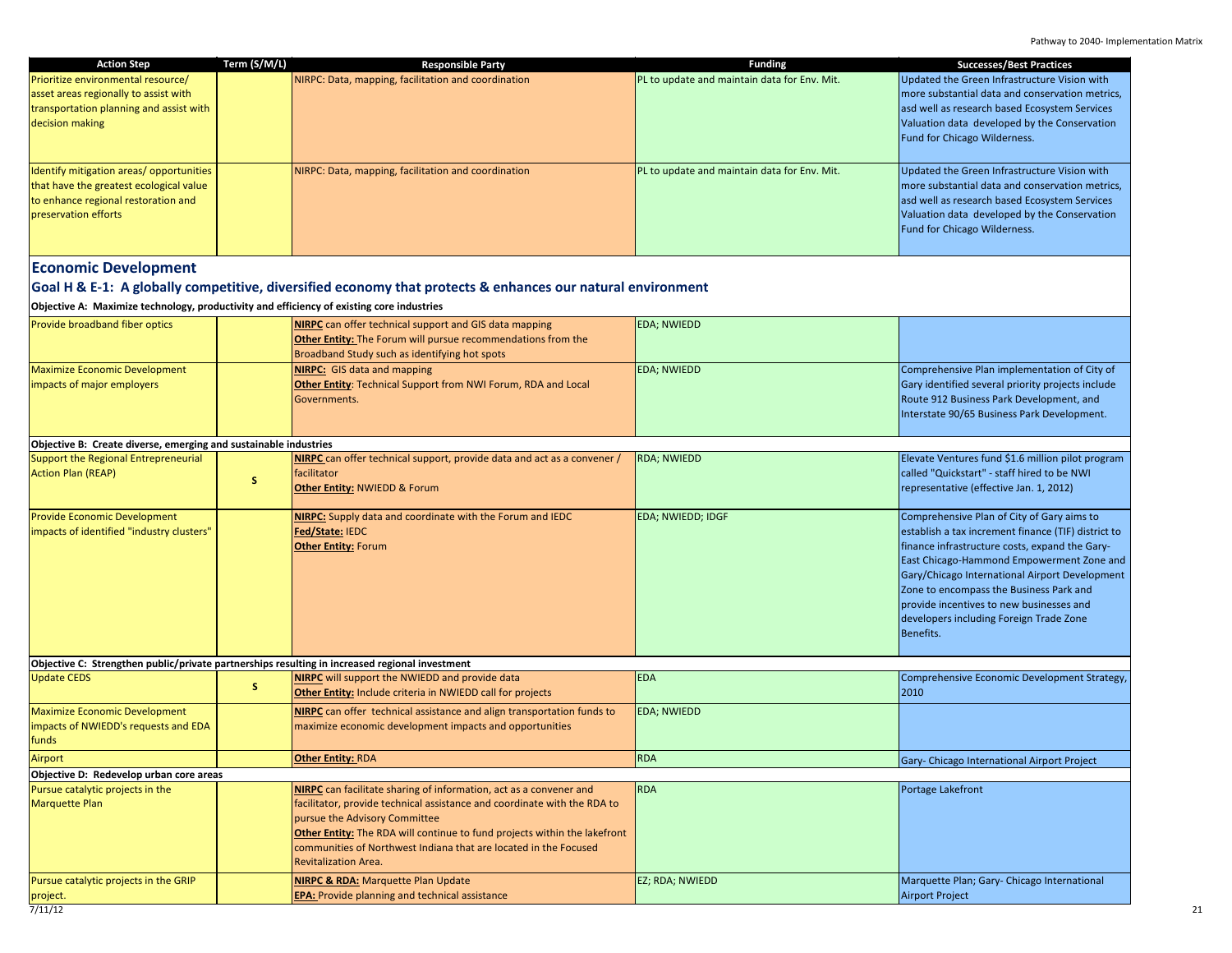| Action Step | Term (S/M/L) | Responsible Party | Funding | Successes/Best Practices |
|---|---|---|---|---|
| Prioritize environmental resource/ asset areas regionally to assist with transportation planning and assist with decision making | | NIRPC: Data, mapping, facilitation and coordination | PL to update and maintain data for Env. Mit. | Updated the Green Infrastructure Vision with more substantial data and conservation metrics, asd well as research based Ecosystem Services Valuation data developed by the Conservation Fund for Chicago Wilderness. |
| Identify mitigation areas/ opportunities that have the greatest ecological value to enhance regional restoration and preservation efforts | | NIRPC: Data, mapping, facilitation and coordination | PL to update and maintain data for Env. Mit. | Updated the Green Infrastructure Vision with more substantial data and conservation metrics, asd well as research based Ecosystem Services Valuation data developed by the Conservation Fund for Chicago Wilderness. |

## Economic Development

### Goal H & E-1: A globally competitive, diversified economy that protects & enhances our natural environment

| Action Step | Term (S/M/L) | Responsible Party | Funding | Successes/Best Practices |
|---|---|---|---|---|
| **Objective A: Maximize technology, productivity and efficiency of existing core industries** | | | | |
| Provide broadband fiber optics | | **NIRPC** can offer technical support and GIS data mapping<br>**Other Entity:** The Forum will pursue recommendations from the Broadband Study such as identifying hot spots | EDA; NWIEDD | |
| Maximize Economic Development impacts of major employers | | **NIRPC:** GIS data and mapping<br>**Other Entity**: Technical Support from NWI Forum, RDA and Local Governments. | EDA; NWIEDD | Comprehensive Plan implementation of City of Gary identified several priority projects include Route 912 Business Park Development, and Interstate 90/65 Business Park Development. |
| **Objective B: Create diverse, emerging and sustainable industries** | | | | |
| Support the Regional Entrepreneurial Action Plan (REAP) | S | **NIRPC** can offer technical support, provide data and act as a convener / facilitator<br>**Other Entity:** NWIEDD & Forum | RDA; NWIEDD | Elevate Ventures fund $1.6 million pilot program called "Quickstart" - staff hired to be NWI representative (effective Jan. 1, 2012) |
| Provide Economic Development impacts of identified "industry clusters" | | **NIRPC:** Supply data and coordinate with the Forum and IEDC<br>**Fed/State:** IEDC<br>**Other Entity:** Forum | EDA; NWIEDD; IDGF | Comprehensive Plan of City of Gary aims to establish a tax increment finance (TIF) district to finance infrastructure costs, expand the Gary-East Chicago-Hammond Empowerment Zone and Gary/Chicago International Airport Development Zone to encompass the Business Park and provide incentives to new businesses and developers including Foreign Trade Zone Benefits. |
| **Objective C: Strengthen public/private partnerships resulting in increased regional investment** | | | | |
| Update CEDS | S | **NIRPC** will support the NWIEDD and provide data<br>**Other Entity:** Include criteria in NWIEDD call for projects | EDA | Comprehensive Economic Development Strategy, 2010 |
| Maximize Economic Development impacts of NWIEDD's requests and EDA funds | | **NIRPC** can offer technical assistance and align transportation funds to maximize economic development impacts and opportunities | EDA; NWIEDD | |
| Airport | | **Other Entity:** RDA | RDA | Gary- Chicago International Airport Project |
| **Objective D: Redevelop urban core areas** | | | | |
| Pursue catalytic projects in the Marquette Plan | | **NIRPC** can facilitate sharing of information, act as a convener and facilitator, provide technical assistance and coordinate with the RDA to pursue the Advisory Committee<br>**Other Entity:** The RDA will continue to fund projects within the lakefront communities of Northwest Indiana that are located in the Focused Revitalization Area. | RDA | Portage Lakefront |
| Pursue catalytic projects in the GRIP project. | | **NIRPC & RDA:** Marquette Plan Update<br>**EPA:** Provide planning and technical assistance | EZ; RDA; NWIEDD | Marquette Plan; Gary- Chicago International Airport Project |

7/11/12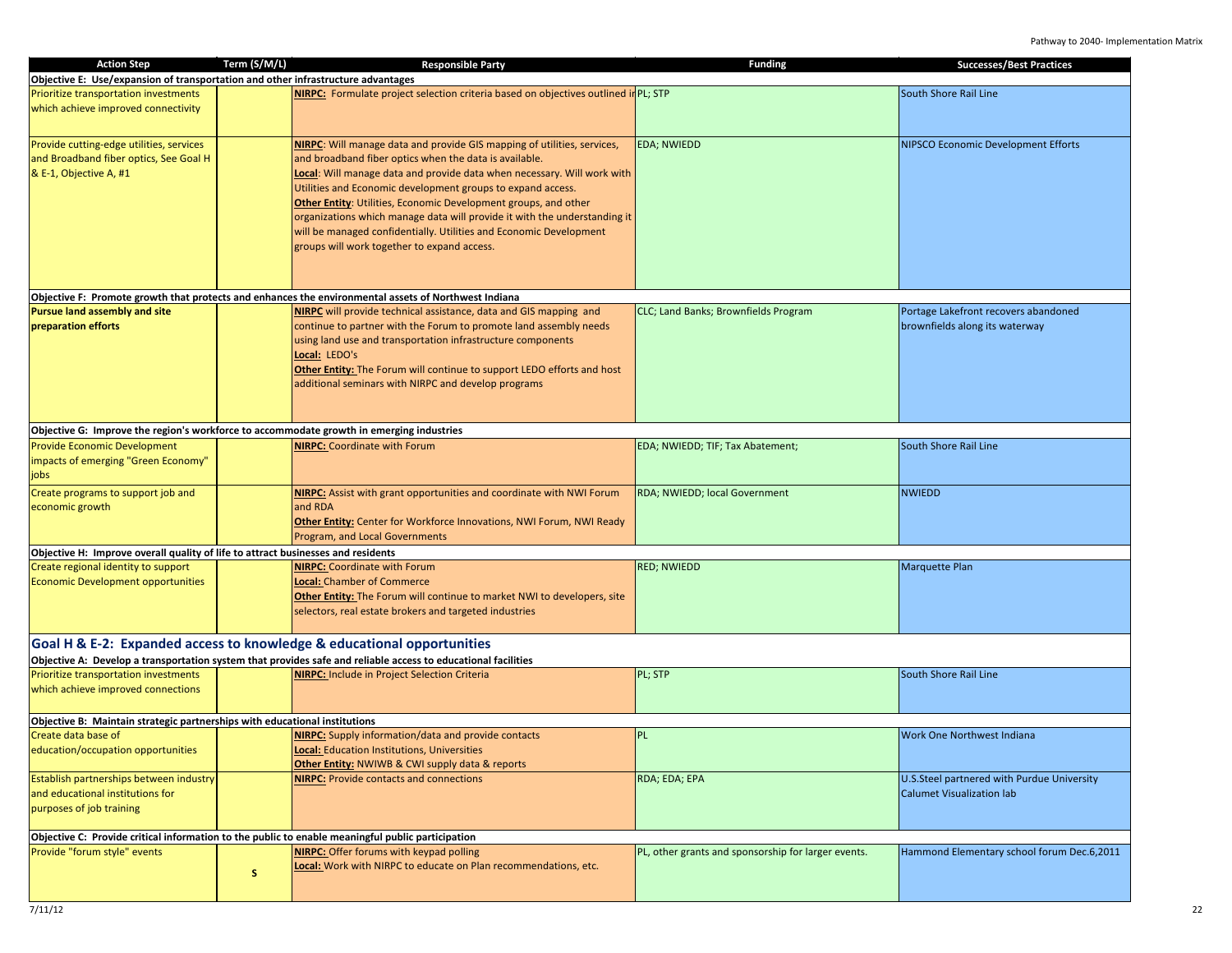| Action Step | Term (S/M/L) | Responsible Party | Funding | Successes/Best Practices |
|---|---|---|---|---|
| **Objective E: Use/expansion of transportation and other infrastructure advantages** | | | | |
| Prioritize transportation investments which achieve improved connectivity | | **NIRPC:** Formulate project selection criteria based on objectives outlined in | PL; STP | South Shore Rail Line |
| Provide cutting-edge utilities, services and Broadband fiber optics, See Goal H & E-1, Objective A, #1 | | **NIRPC**: Will manage data and provide GIS mapping of utilities, services, and broadband fiber optics when the data is available.<br>**Local**: Will manage data and provide data when necessary. Will work with Utilities and Economic development groups to expand access.<br>**Other Entity**: Utilities, Economic Development groups, and other organizations which manage data will provide it with the understanding it will be managed confidentially. Utilities and Economic Development groups will work together to expand access. | EDA; NWIEDD | NIPSCO Economic Development Efforts |
| **Objective F: Promote growth that protects and enhances the environmental assets of Northwest Indiana** | | | | |
| **Pursue land assembly and site preparation efforts** | | **NIRPC** will provide technical assistance, data and GIS mapping and continue to partner with the Forum to promote land assembly needs using land use and transportation infrastructure components<br>**Local:** LEDO's<br>**Other Entity:** The Forum will continue to support LEDO efforts and host additional seminars with NIRPC and develop programs | CLC; Land Banks; Brownfields Program | Portage Lakefront recovers abandoned brownfields along its waterway |
| **Objective G: Improve the region's workforce to accommodate growth in emerging industries** | | | | |
| Provide Economic Development impacts of emerging "Green Economy" jobs | | **NIRPC:** Coordinate with Forum | EDA; NWIEDD; TIF; Tax Abatement; | South Shore Rail Line |
| Create programs to support job and economic growth | | **NIRPC:** Assist with grant opportunities and coordinate with NWI Forum and RDA<br>**Other Entity:** Center for Workforce Innovations, NWI Forum, NWI Ready Program, and Local Governments | RDA; NWIEDD; local Government | NWIEDD |
| **Objective H: Improve overall quality of life to attract businesses and residents** | | | | |
| Create regional identity to support Economic Development opportunities | | **NIRPC:** Coordinate with Forum<br>**Local:** Chamber of Commerce<br>**Other Entity:** The Forum will continue to market NWI to developers, site selectors, real estate brokers and targeted industries | RED; NWIEDD | Marquette Plan |

## Goal H & E-2: Expanded access to knowledge & educational opportunities

| Action Step | Term (S/M/L) | Responsible Party | Funding | Successes/Best Practices |
|---|---|---|---|---|
| **Objective A: Develop a transportation system that provides safe and reliable access to educational facilities** | | | | |
| Prioritize transportation investments which achieve improved connections | | **NIRPC:** Include in Project Selection Criteria | PL; STP | South Shore Rail Line |
| **Objective B: Maintain strategic partnerships with educational institutions** | | | | |
| Create data base of education/occupation opportunities | | **NIRPC:** Supply information/data and provide contacts<br>**Local:** Education Institutions, Universities<br>**Other Entity:** NWIWB & CWI supply data & reports | PL | Work One Northwest Indiana |
| Establish partnerships between industry and educational institutions for purposes of job training | | **NIRPC:** Provide contacts and connections | RDA; EDA; EPA | U.S.Steel partnered with Purdue University Calumet Visualization lab |
| **Objective C: Provide critical information to the public to enable meaningful public participation** | | | | |
| Provide "forum style" events | S | **NIRPC:** Offer forums with keypad polling<br>**Local:** Work with NIRPC to educate on Plan recommendations, etc. | PL, other grants and sponsorship for larger events. | Hammond Elementary school forum Dec.6,2011 |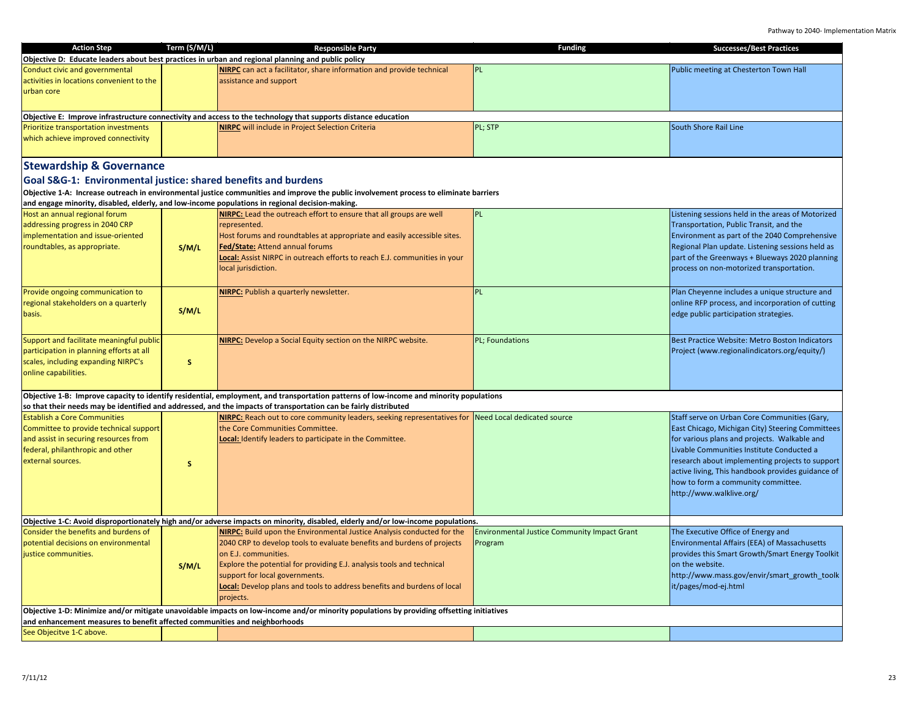| Action Step | Term (S/M/L) | Responsible Party | Funding | Successes/Best Practices |
|---|---|---|---|---|
| **Objective D: Educate leaders about best practices in urban and regional planning and public policy** | | | | |
| Conduct civic and governmental activities in locations convenient to the urban core | | **NIRPC** can act a facilitator, share information and provide technical assistance and support | PL | Public meeting at Chesterton Town Hall |
| **Objective E: Improve infrastructure connectivity and access to the technology that supports distance education** | | | | |
| Prioritize transportation investments which achieve improved connectivity | | **NIRPC** will include in Project Selection Criteria | PL; STP | South Shore Rail Line |

## Stewardship & Governance

### Goal S&G-1: Environmental justice: shared benefits and burdens

| Action Step | Term (S/M/L) | Responsible Party | Funding | Successes/Best Practices |
|---|---|---|---|---|
| **Objective 1-A: Increase outreach in environmental justice communities and improve the public involvement process to eliminate barriers and engage minority, disabled, elderly, and low-income populations in regional decision-making.** | | | | |
| Host an annual regional forum addressing progress in 2040 CRP implementation and issue-oriented roundtables, as appropriate. | S/M/L | **NIRPC:** Lead the outreach effort to ensure that all groups are well represented.<br>Host forums and roundtables at appropriate and easily accessible sites.<br>**Fed/State:** Attend annual forums<br>**Local:** Assist NIRPC in outreach efforts to reach E.J. communities in your local jurisdiction. | PL | Listening sessions held in the areas of Motorized Transportation, Public Transit, and the Environment as part of the 2040 Comprehensive Regional Plan update. Listening sessions held as part of the Greenways + Blueways 2020 planning process on non-motorized transportation. |
| Provide ongoing communication to regional stakeholders on a quarterly basis. | S/M/L | **NIRPC:** Publish a quarterly newsletter. | PL | Plan Cheyenne includes a unique structure and online RFP process, and incorporation of cutting edge public participation strategies. |
| Support and facilitate meaningful public participation in planning efforts at all scales, including expanding NIRPC's online capabilities. | S | **NIRPC:** Develop a Social Equity section on the NIRPC website. | PL; Foundations | Best Practice Website: Metro Boston Indicators Project (www.regionalindicators.org/equity/) |
| **Objective 1-B: Improve capacity to identify residential, employment, and transportation patterns of low-income and minority populations so that their needs may be identified and addressed, and the impacts of transportation can be fairly distributed** | | | | |
| Establish a Core Communities Committee to provide technical support and assist in securing resources from federal, philanthropic and other external sources. | S | **NIRPC:** Reach out to core community leaders, seeking representatives for the Core Communities Committee.<br>**Local:** Identify leaders to participate in the Committee. | Need Local dedicated source | Staff serve on Urban Core Communities (Gary, East Chicago, Michigan City) Steering Committees for various plans and projects. Walkable and Livable Communities Institute Conducted a research about implementing projects to support active living, This handbook provides guidance of how to form a community committee. http://www.walklive.org/ |
| **Objective 1-C: Avoid disproportionately high and/or adverse impacts on minority, disabled, elderly and/or low-income populations.** | | | | |
| Consider the benefits and burdens of potential decisions on environmental justice communities. | S/M/L | **NIRPC:** Build upon the Environmental Justice Analysis conducted for the 2040 CRP to develop tools to evaluate benefits and burdens of projects on E.J. communities.<br>Explore the potential for providing E.J. analysis tools and technical support for local governments.<br>**Local:** Develop plans and tools to address benefits and burdens of local projects. | Environmental Justice Community Impact Grant Program | The Executive Office of Energy and Environmental Affairs (EEA) of Massachusetts provides this Smart Growth/Smart Energy Toolkit on the website. http://www.mass.gov/envir/smart_growth_toolkit/pages/mod-ej.html |
| **Objective 1-D: Minimize and/or mitigate unavoidable impacts on low-income and/or minority populations by providing offsetting initiatives and enhancement measures to benefit affected communities and neighborhoods** | | | | |
| See Objecitve 1-C above. | | | | |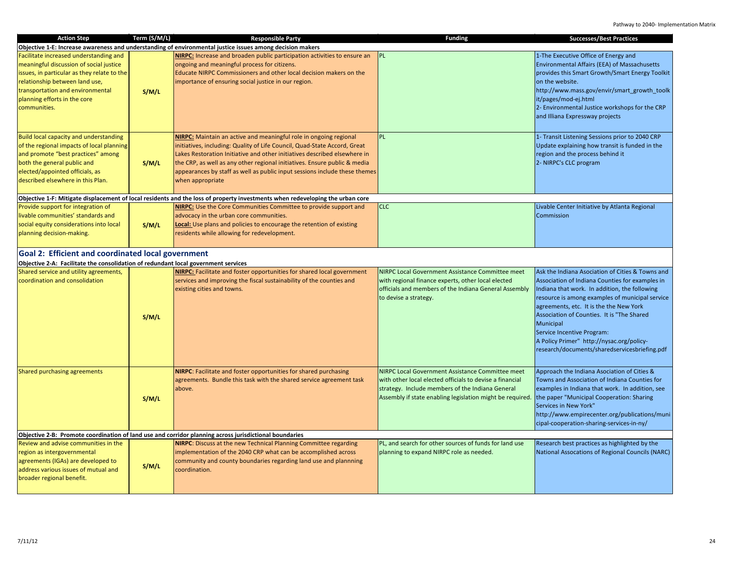| Action Step | Term (S/M/L) | Responsible Party | Funding | Successes/Best Practices |
|---|---|---|---|---|
| **Objective 1-E: Increase awareness and understanding of environmental justice issues among decision makers** | | | | |
| Facilitate increased understanding and meaningful discussion of social justice issues, in particular as they relate to the relationship between land use, transportation and environmental planning efforts in the core communities. | S/M/L | **NIRPC:** Increase and broaden public participation activities to ensure an ongoing and meaningful process for citizens. Educate NIRPC Commissioners and other local decision makers on the importance of ensuring social justice in our region. | PL | 1-The Executive Office of Energy and Environmental Affairs (EEA) of Massachusetts provides this Smart Growth/Smart Energy Toolkit on the website. http://www.mass.gov/envir/smart_growth_toolkit/pages/mod-ej.html 2- Environmental Justice workshops for the CRP and Illiana Expressway projects |
| Build local capacity and understanding of the regional impacts of local planning and promote "best practices" among both the general public and elected/appointed officials, as described elsewhere in this Plan. | S/M/L | **NIRPC:** Maintain an active and meaningful role in ongoing regional initiatives, including: Quality of Life Council, Quad-State Accord, Great Lakes Restoration Initiative and other initiatives described elsewhere in the CRP, as well as any other regional initiatives. Ensure public & media appearances by staff as well as public input sessions include these themes when appropriate | PL | 1- Transit Listening Sessions prior to 2040 CRP Update explaining how transit is funded in the region and the process behind it 2- NIRPC's CLC program |
| **Objective 1-F: Mitigate displacement of local residents and the loss of property investments when redeveloping the urban core** | | | | |
| Provide support for integration of livable communities' standards and social equity considerations into local planning decision-making. | S/M/L | **NIRPC:** Use the Core Communities Committee to provide support and advocacy in the urban core communities. **Local:** Use plans and policies to encourage the retention of existing residents while allowing for redevelopment. | CLC | Livable Center Initiative by Atlanta Regional Commission |

## Goal 2: Efficient and coordinated local government

| Action Step | Term (S/M/L) | Responsible Party | Funding | Successes/Best Practices |
|---|---|---|---|---|
| **Objective 2-A: Facilitate the consolidation of redundant local government services** | | | | |
| Shared service and utility agreements, coordination and consolidation | S/M/L | **NIRPC:** Facilitate and foster opportunities for shared local government services and improving the fiscal sustainability of the counties and existing cities and towns. | NIRPC Local Government Assistance Committee meet with regional finance experts, other local elected officials and members of the Indiana General Assembly to devise a strategy. | Ask the Indiana Association of Cities & Towns and Association of Indiana Counties for examples in Indiana that work. In addition, the following resource is among examples of municipal service agreements, etc. It is the the New York Association of Counties. It is "The Shared Municipal Service Incentive Program: A Policy Primer" http://nysac.org/policy-research/documents/sharedservicesbriefing.pdf |
| Shared purchasing agreements | S/M/L | **NIRPC**: Facilitate and foster opportunities for shared purchasing agreements. Bundle this task with the shared service agreement task above. | NIRPC Local Government Assistance Committee meet with other local elected officials to devise a financial strategy. Include members of the Indiana General Assembly if state enabling legislation might be required. | Approach the Indiana Association of Cities & Towns and Association of Indiana Counties for examples in Indiana that work. In addition, see the paper "Municipal Cooperation: Sharing Services in New York" http://www.empirecenter.org/publications/municipal-cooperation-sharing-services-in-ny/ |
| **Objective 2-B: Promote coordination of land use and corridor planning across jurisdictional boundaries** | | | | |
| Review and advise communities in the region as intergovernmental agreements (IGAs) are developed to address various issues of mutual and broader regional benefit. | S/M/L | **NIRPC**: Discuss at the new Technical Planning Committee regarding implementation of the 2040 CRP what can be accomplished across community and county boundaries regarding land use and plannning coordination. | PL, and search for other sources of funds for land use planning to expand NIRPC role as needed. | Research best practices as highlighted by the National Assocations of Regional Councils (NARC) |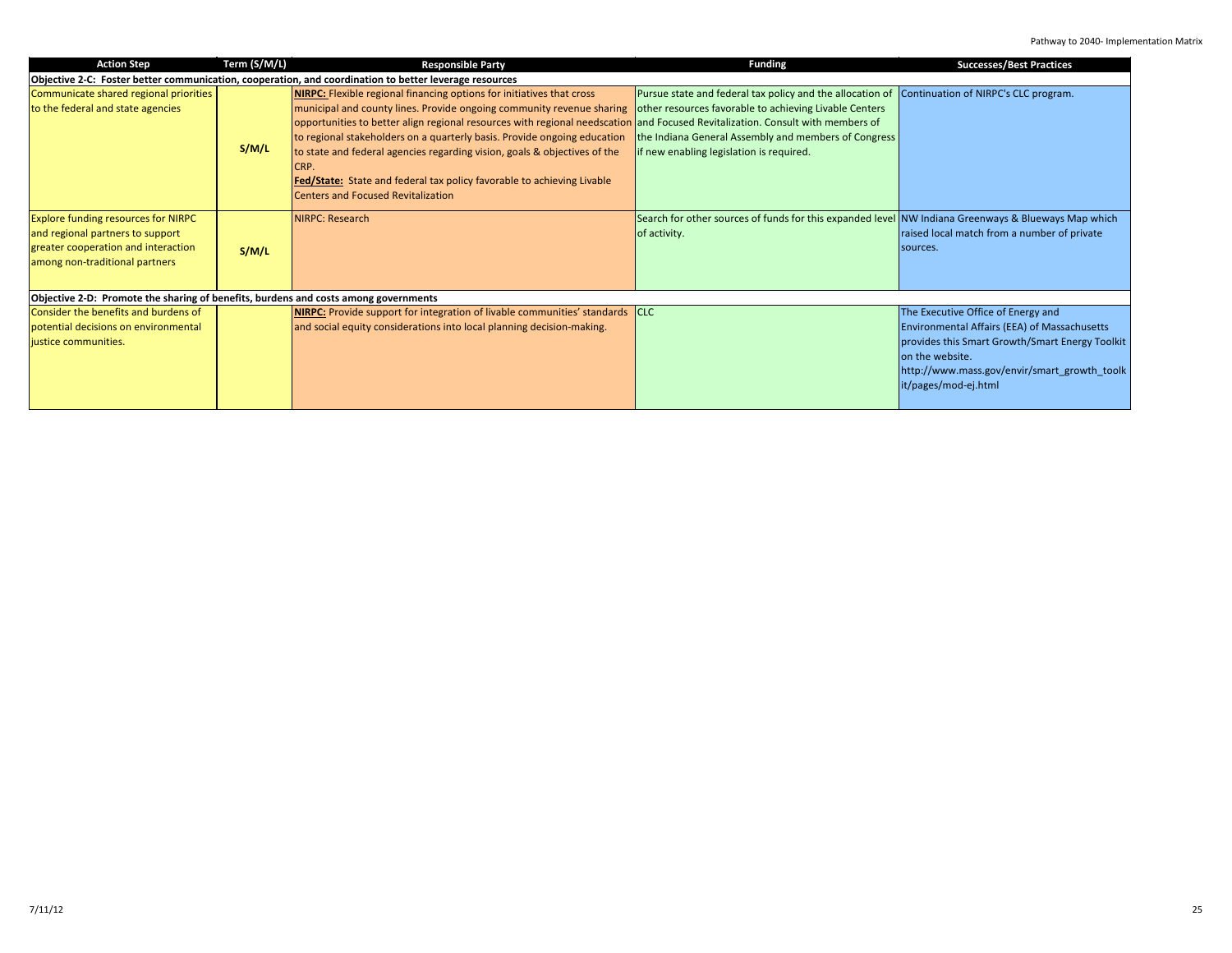| Action Step | Term (S/M/L) | Responsible Party | Funding | Successes/Best Practices |
|---|---|---|---|---|
| **Objective 2-C: Foster better communication, cooperation, and coordination to better leverage resources** | | | | |
| Communicate shared regional priorities to the federal and state agencies | S/M/L | **NIRPC:** Flexible regional financing options for initiatives that cross municipal and county lines. Provide ongoing community revenue sharing opportunities to better align regional resources with regional needscation to regional stakeholders on a quarterly basis. Provide ongoing education to state and federal agencies regarding vision, goals & objectives of the CRP.<br>**Fed/State:** State and federal tax policy favorable to achieving Livable Centers and Focused Revitalization | Pursue state and federal tax policy and the allocation of other resources favorable to achieving Livable Centers and Focused Revitalization. Consult with members of the Indiana General Assembly and members of Congress if new enabling legislation is required. | Continuation of NIRPC's CLC program. |
| Explore funding resources for NIRPC and regional partners to support greater cooperation and interaction among non-traditional partners | S/M/L | NIRPC: Research | Search for other sources of funds for this expanded level of activity. | NW Indiana Greenways & Blueways Map which raised local match from a number of private sources. |
| **Objective 2-D: Promote the sharing of benefits, burdens and costs among governments** | | | | |
| Consider the benefits and burdens of potential decisions on environmental justice communities. | | **NIRPC:** Provide support for integration of livable communities' standards and social equity considerations into local planning decision-making. | CLC | The Executive Office of Energy and Environmental Affairs (EEA) of Massachusetts provides this Smart Growth/Smart Energy Toolkit on the website. http://www.mass.gov/envir/smart_growth_toolkit/pages/mod-ej.html |